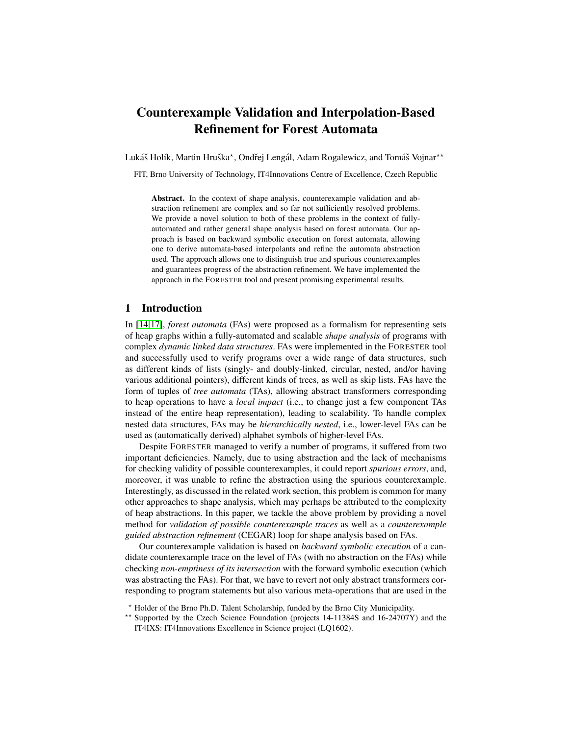# Counterexample Validation and Interpolation-Based Refinement for Forest Automata

Lukáš Holík, Martin Hruška*, Ondřej Lengál, Adam Rogalewicz, and Tomáš Vojnar**

FIT, Brno University of Technology, IT4Innovations Centre of Excellence, Czech Republic

**Abstract.** In the context of shape analysis, counterexample validation and abstraction refinement are complex and so far not sufficiently resolved problems. We provide a novel solution to both of these problems in the context of fully-automated and rather general shape analysis based on forest automata. Our approach is based on backward symbolic execution on forest automata, allowing one to derive automata-based interpolants and refine the automata abstraction used. The approach allows one to distinguish true and spurious counterexamples and guarantees progress of the abstraction refinement. We have implemented the approach in the FORESTER tool and present promising experimental results.

## 1 Introduction

In [14,17], *forest automata* (FAs) were proposed as a formalism for representing sets of heap graphs within a fully-automated and scalable *shape analysis* of programs with complex *dynamic linked data structures*. FAs were implemented in the FORESTER tool and successfully used to verify programs over a wide range of data structures, such as different kinds of lists (singly- and doubly-linked, circular, nested, and/or having various additional pointers), different kinds of trees, as well as skip lists. FAs have the form of tuples of *tree automata* (TAs), allowing abstract transformers corresponding to heap operations to have a *local impact* (i.e., to change just a few component TAs instead of the entire heap representation), leading to scalability. To handle complex nested data structures, FAs may be *hierarchically nested*, i.e., lower-level FAs can be used as (automatically derived) alphabet symbols of higher-level FAs.

Despite FORESTER managed to verify a number of programs, it suffered from two important deficiencies. Namely, due to using abstraction and the lack of mechanisms for checking validity of possible counterexamples, it could report *spurious errors*, and, moreover, it was unable to refine the abstraction using the spurious counterexample. Interestingly, as discussed in the related work section, this problem is common for many other approaches to shape analysis, which may perhaps be attributed to the complexity of heap abstractions. In this paper, we tackle the above problem by providing a novel method for *validation of possible counterexample traces* as well as a *counterexample guided abstraction refinement* (CEGAR) loop for shape analysis based on FAs.

Our counterexample validation is based on *backward symbolic execution* of a candidate counterexample trace on the level of FAs (with no abstraction on the FAs) while checking *non-emptiness of its intersection* with the forward symbolic execution (which was abstracting the FAs). For that, we have to revert not only abstract transformers corresponding to program statements but also various meta-operations that are used in the

---

* Holder of the Brno Ph.D. Talent Scholarship, funded by the Brno City Municipality.

** Supported by the Czech Science Foundation (projects 14-11384S and 16-24707Y) and the IT4IXS: IT4Innovations Excellence in Science project (LQ1602).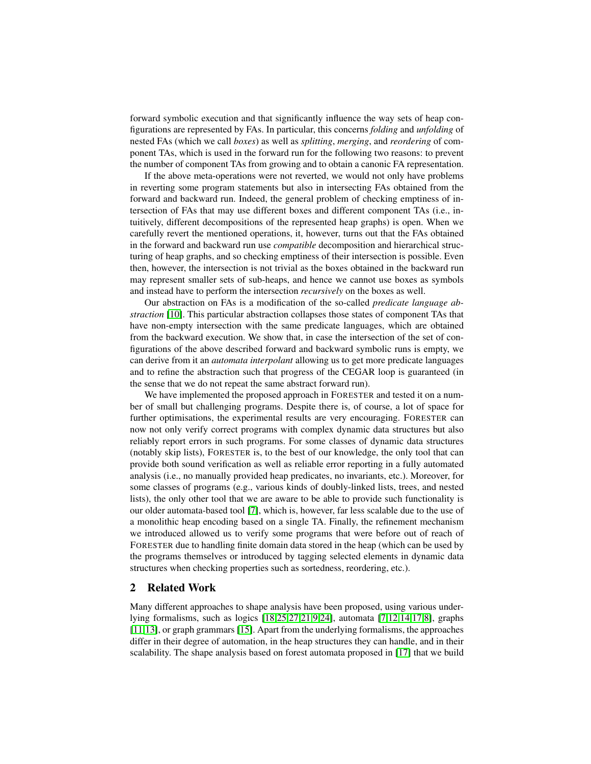forward symbolic execution and that significantly influence the way sets of heap configurations are represented by FAs. In particular, this concerns *folding* and *unfolding* of nested FAs (which we call *boxes*) as well as *splitting*, *merging*, and *reordering* of component TAs, which is used in the forward run for the following two reasons: to prevent the number of component TAs from growing and to obtain a canonic FA representation.

If the above meta-operations were not reverted, we would not only have problems in reverting some program statements but also in intersecting FAs obtained from the forward and backward run. Indeed, the general problem of checking emptiness of intersection of FAs that may use different boxes and different component TAs (i.e., intuitively, different decompositions of the represented heap graphs) is open. When we carefully revert the mentioned operations, it, however, turns out that the FAs obtained in the forward and backward run use *compatible* decomposition and hierarchical structuring of heap graphs, and so checking emptiness of their intersection is possible. Even then, however, the intersection is not trivial as the boxes obtained in the backward run may represent smaller sets of sub-heaps, and hence we cannot use boxes as symbols and instead have to perform the intersection *recursively* on the boxes as well.

Our abstraction on FAs is a modification of the so-called *predicate language abstraction* [10]. This particular abstraction collapses those states of component TAs that have non-empty intersection with the same predicate languages, which are obtained from the backward execution. We show that, in case the intersection of the set of configurations of the above described forward and backward symbolic runs is empty, we can derive from it an *automata interpolant* allowing us to get more predicate languages and to refine the abstraction such that progress of the CEGAR loop is guaranteed (in the sense that we do not repeat the same abstract forward run).

We have implemented the proposed approach in FORESTER and tested it on a number of small but challenging programs. Despite there is, of course, a lot of space for further optimisations, the experimental results are very encouraging. FORESTER can now not only verify correct programs with complex dynamic data structures but also reliably report errors in such programs. For some classes of dynamic data structures (notably skip lists), FORESTER is, to the best of our knowledge, the only tool that can provide both sound verification as well as reliable error reporting in a fully automated analysis (i.e., no manually provided heap predicates, no invariants, etc.). Moreover, for some classes of programs (e.g., various kinds of doubly-linked lists, trees, and nested lists), the only other tool that we are aware to be able to provide such functionality is our older automata-based tool [7], which is, however, far less scalable due to the use of a monolithic heap encoding based on a single TA. Finally, the refinement mechanism we introduced allowed us to verify some programs that were before out of reach of FORESTER due to handling finite domain data stored in the heap (which can be used by the programs themselves or introduced by tagging selected elements in dynamic data structures when checking properties such as sortedness, reordering, etc.).

## 2 Related Work

Many different approaches to shape analysis have been proposed, using various underlying formalisms, such as logics [18,25,27,21,9,24], automata [7,12,14,17,8], graphs [11,13], or graph grammars [15]. Apart from the underlying formalisms, the approaches differ in their degree of automation, in the heap structures they can handle, and in their scalability. The shape analysis based on forest automata proposed in [17] that we build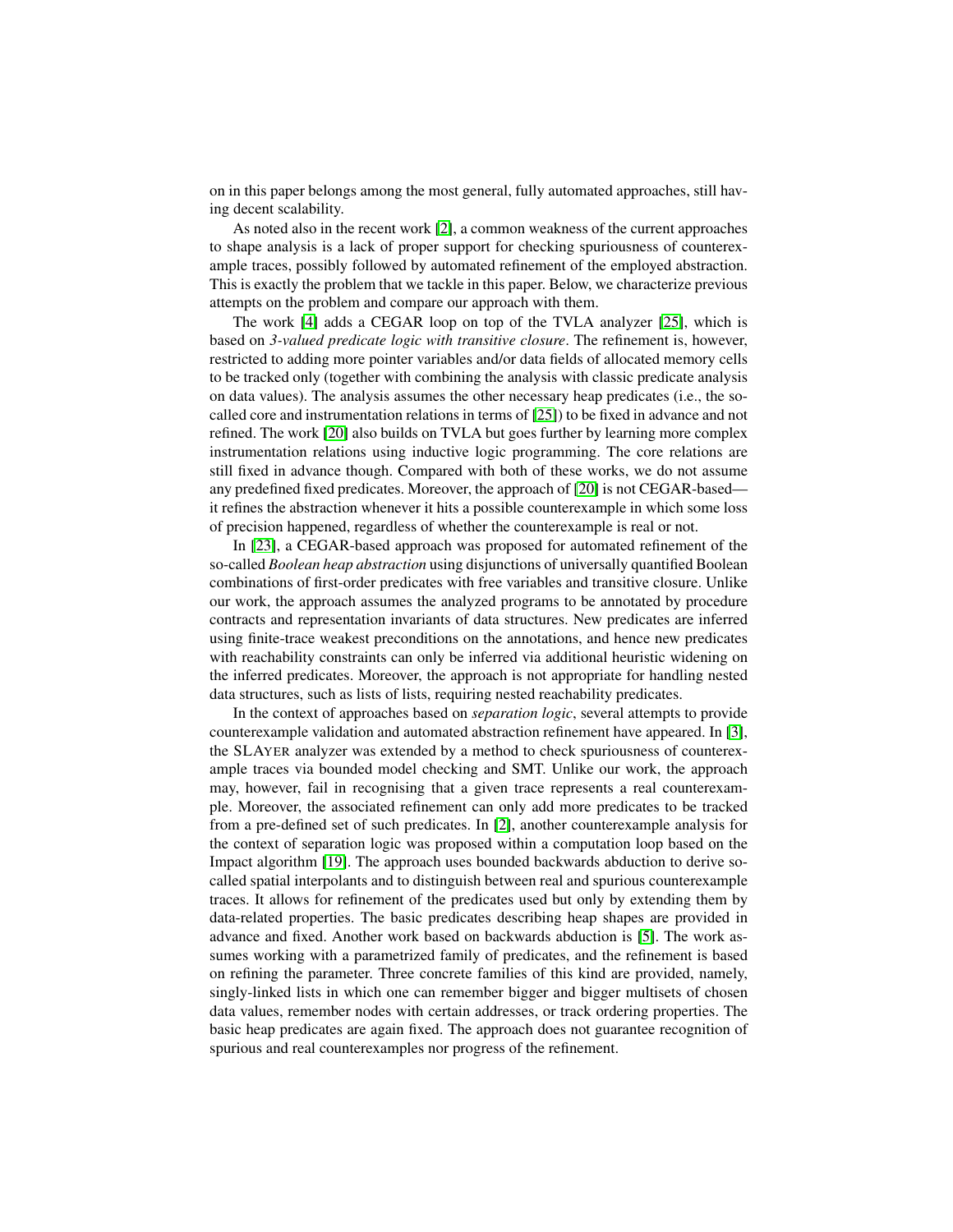on in this paper belongs among the most general, fully automated approaches, still having decent scalability.

As noted also in the recent work [2], a common weakness of the current approaches to shape analysis is a lack of proper support for checking spuriousness of counterexample traces, possibly followed by automated refinement of the employed abstraction. This is exactly the problem that we tackle in this paper. Below, we characterize previous attempts on the problem and compare our approach with them.

The work [4] adds a CEGAR loop on top of the TVLA analyzer [25], which is based on *3-valued predicate logic with transitive closure*. The refinement is, however, restricted to adding more pointer variables and/or data fields of allocated memory cells to be tracked only (together with combining the analysis with classic predicate analysis on data values). The analysis assumes the other necessary heap predicates (i.e., the so-called core and instrumentation relations in terms of [25]) to be fixed in advance and not refined. The work [20] also builds on TVLA but goes further by learning more complex instrumentation relations using inductive logic programming. The core relations are still fixed in advance though. Compared with both of these works, we do not assume any predefined fixed predicates. Moreover, the approach of [20] is not CEGAR-based—it refines the abstraction whenever it hits a possible counterexample in which some loss of precision happened, regardless of whether the counterexample is real or not.

In [23], a CEGAR-based approach was proposed for automated refinement of the so-called *Boolean heap abstraction* using disjunctions of universally quantified Boolean combinations of first-order predicates with free variables and transitive closure. Unlike our work, the approach assumes the analyzed programs to be annotated by procedure contracts and representation invariants of data structures. New predicates are inferred using finite-trace weakest preconditions on the annotations, and hence new predicates with reachability constraints can only be inferred via additional heuristic widening on the inferred predicates. Moreover, the approach is not appropriate for handling nested data structures, such as lists of lists, requiring nested reachability predicates.

In the context of approaches based on *separation logic*, several attempts to provide counterexample validation and automated abstraction refinement have appeared. In [3], the SLAYER analyzer was extended by a method to check spuriousness of counterexample traces via bounded model checking and SMT. Unlike our work, the approach may, however, fail in recognising that a given trace represents a real counterexample. Moreover, the associated refinement can only add more predicates to be tracked from a pre-defined set of such predicates. In [2], another counterexample analysis for the context of separation logic was proposed within a computation loop based on the Impact algorithm [19]. The approach uses bounded backwards abduction to derive so-called spatial interpolants and to distinguish between real and spurious counterexample traces. It allows for refinement of the predicates used but only by extending them by data-related properties. The basic predicates describing heap shapes are provided in advance and fixed. Another work based on backwards abduction is [5]. The work assumes working with a parametrized family of predicates, and the refinement is based on refining the parameter. Three concrete families of this kind are provided, namely, singly-linked lists in which one can remember bigger and bigger multisets of chosen data values, remember nodes with certain addresses, or track ordering properties. The basic heap predicates are again fixed. The approach does not guarantee recognition of spurious and real counterexamples nor progress of the refinement.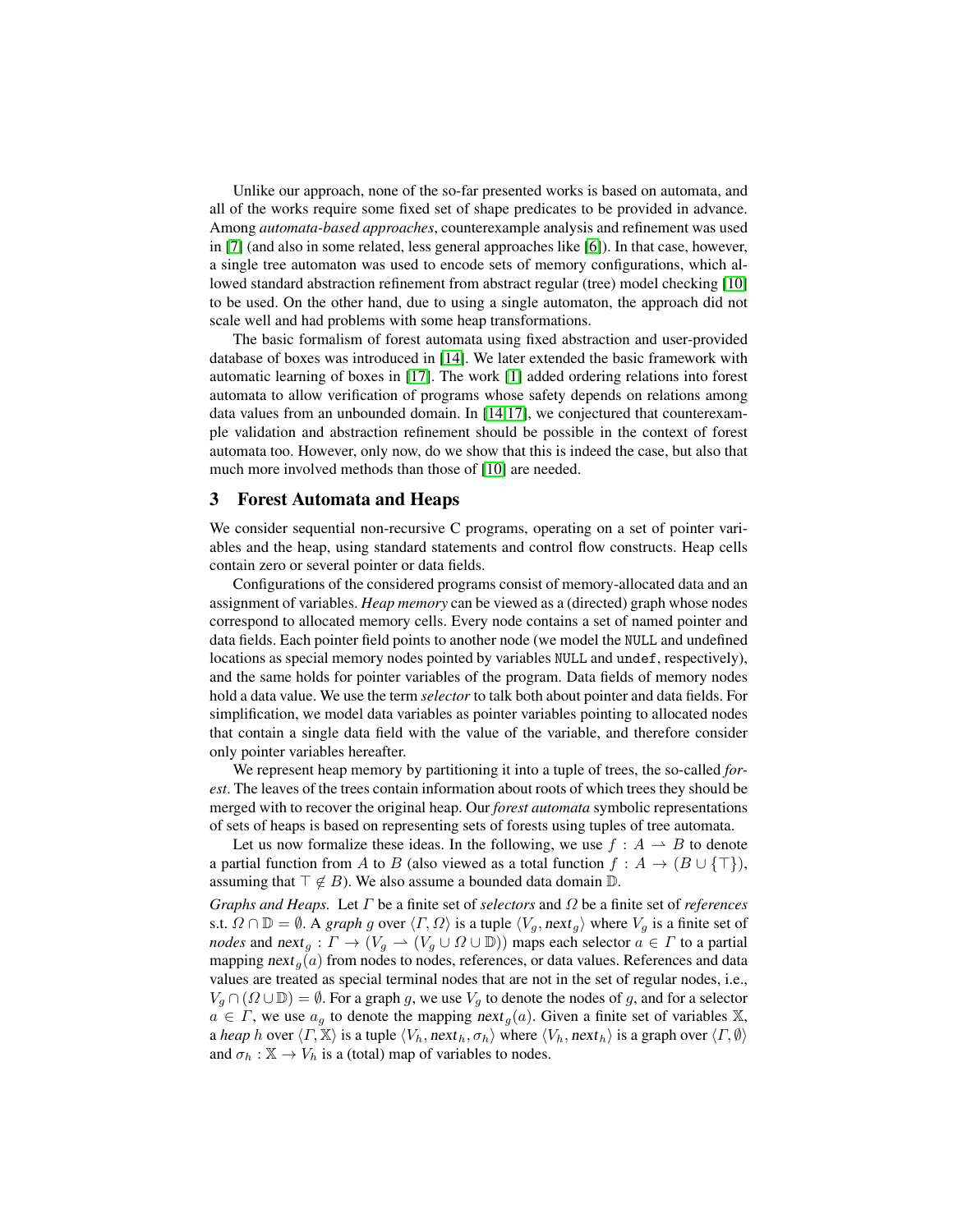Unlike our approach, none of the so-far presented works is based on automata, and all of the works require some fixed set of shape predicates to be provided in advance. Among *automata-based approaches*, counterexample analysis and refinement was used in [7] (and also in some related, less general approaches like [6]). In that case, however, a single tree automaton was used to encode sets of memory configurations, which allowed standard abstraction refinement from abstract regular (tree) model checking [10] to be used. On the other hand, due to using a single automaton, the approach did not scale well and had problems with some heap transformations.

The basic formalism of forest automata using fixed abstraction and user-provided database of boxes was introduced in [14]. We later extended the basic framework with automatic learning of boxes in [17]. The work [1] added ordering relations into forest automata to allow verification of programs whose safety depends on relations among data values from an unbounded domain. In [14,17], we conjectured that counterexample validation and abstraction refinement should be possible in the context of forest automata too. However, only now, do we show that this is indeed the case, but also that much more involved methods than those of [10] are needed.

## 3 Forest Automata and Heaps

We consider sequential non-recursive C programs, operating on a set of pointer variables and the heap, using standard statements and control flow constructs. Heap cells contain zero or several pointer or data fields.

Configurations of the considered programs consist of memory-allocated data and an assignment of variables. *Heap memory* can be viewed as a (directed) graph whose nodes correspond to allocated memory cells. Every node contains a set of named pointer and data fields. Each pointer field points to another node (we model the `NULL` and undefined locations as special memory nodes pointed by variables `NULL` and `undef`, respectively), and the same holds for pointer variables of the program. Data fields of memory nodes hold a data value. We use the term *selector* to talk both about pointer and data fields. For simplification, we model data variables as pointer variables pointing to allocated nodes that contain a single data field with the value of the variable, and therefore consider only pointer variables hereafter.

We represent heap memory by partitioning it into a tuple of trees, the so-called *forest*. The leaves of the trees contain information about roots of which trees they should be merged with to recover the original heap. Our *forest automata* symbolic representations of sets of heaps is based on representing sets of forests using tuples of tree automata.

Let us now formalize these ideas. In the following, we use $f : A \rightharpoonup B$ to denote a partial function from $A$ to $B$ (also viewed as a total function $f : A \to (B \cup \{\top\})$, assuming that $\top \notin B$). We also assume a bounded data domain $\mathbb{D}$.

*Graphs and Heaps.* Let $\Gamma$ be a finite set of *selectors* and $\Omega$ be a finite set of *references* s.t. $\Omega \cap \mathbb{D} = \emptyset$. A *graph* $g$ over $\langle \Gamma, \Omega \rangle$ is a tuple $\langle V_g, \mathit{next}_g \rangle$ where $V_g$ is a finite set of *nodes* and $\mathit{next}_g : \Gamma \to (V_g \rightharpoonup (V_g \cup \Omega \cup \mathbb{D}))$ maps each selector $a \in \Gamma$ to a partial mapping $\mathit{next}_g(a)$ from nodes to nodes, references, or data values. References and data values are treated as special terminal nodes that are not in the set of regular nodes, i.e., $V_g \cap (\Omega \cup \mathbb{D}) = \emptyset$. For a graph $g$, we use $V_g$ to denote the nodes of $g$, and for a selector $a \in \Gamma$, we use $a_g$ to denote the mapping $\mathit{next}_g(a)$. Given a finite set of variables $\mathbb{X}$, a *heap* $h$ over $\langle \Gamma, \mathbb{X} \rangle$ is a tuple $\langle V_h, \mathit{next}_h, \sigma_h \rangle$ where $\langle V_h, \mathit{next}_h \rangle$ is a graph over $\langle \Gamma, \emptyset \rangle$ and $\sigma_h : \mathbb{X} \to V_h$ is a (total) map of variables to nodes.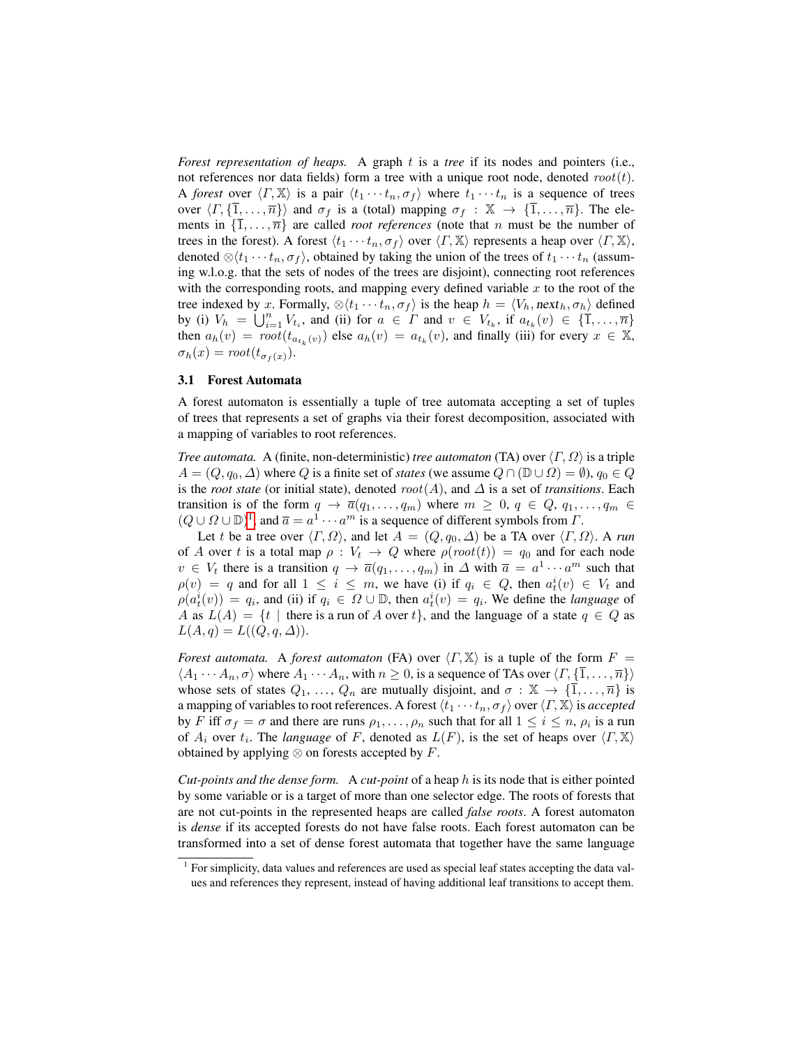*Forest representation of heaps.* A graph $t$ is a *tree* if its nodes and pointers (i.e., not references nor data fields) form a tree with a unique root node, denoted $root(t)$. A *forest* over $\langle \Gamma, \mathbb{X} \rangle$ is a pair $\langle t_1 \cdots t_n, \sigma_f \rangle$ where $t_1 \cdots t_n$ is a sequence of trees over $\langle \Gamma, \{\overline{1}, \ldots, \overline{n}\} \rangle$ and $\sigma_f$ is a (total) mapping $\sigma_f : \mathbb{X} \rightarrow \{\overline{1}, \ldots, \overline{n}\}$. The elements in $\{\overline{1}, \ldots, \overline{n}\}$ are called *root references* (note that $n$ must be the number of trees in the forest). A forest $\langle t_1 \cdots t_n, \sigma_f \rangle$ over $\langle \Gamma, \mathbb{X} \rangle$ represents a heap over $\langle \Gamma, \mathbb{X} \rangle$, denoted $\otimes \langle t_1 \cdots t_n, \sigma_f \rangle$, obtained by taking the union of the trees of $t_1 \cdots t_n$ (assuming w.l.o.g. that the sets of nodes of the trees are disjoint), connecting root references with the corresponding roots, and mapping every defined variable $x$ to the root of the tree indexed by $x$. Formally, $\otimes \langle t_1 \cdots t_n, \sigma_f \rangle$ is the heap $h = \langle V_h, \mathsf{next}_h, \sigma_h \rangle$ defined by (i) $V_h = \bigcup_{i=1}^{n} V_{t_i}$, and (ii) for $a \in \Gamma$ and $v \in V_{t_k}$, if $a_{t_k}(v) \in \{\overline{1}, \ldots, \overline{n}\}$ then $a_h(v) = root(t_{a_{t_k}(v)})$ else $a_h(v) = a_{t_k}(v)$, and finally (iii) for every $x \in \mathbb{X}$, $\sigma_h(x) = root(t_{\sigma_f(x)})$.

### 3.1 Forest Automata

A forest automaton is essentially a tuple of tree automata accepting a set of tuples of trees that represents a set of graphs via their forest decomposition, associated with a mapping of variables to root references.

*Tree automata.* A (finite, non-deterministic) *tree automaton* (TA) over $\langle \Gamma, \Omega \rangle$ is a triple $A = (Q, q_0, \Delta)$ where $Q$ is a finite set of *states* (we assume $Q \cap (\mathbb{D} \cup \Omega) = \emptyset$), $q_0 \in Q$ is the *root state* (or initial state), denoted $root(A)$, and $\Delta$ is a set of *transitions*. Each transition is of the form $q \rightarrow \overline{a}(q_1, \ldots, q_m)$ where $m \geq 0$, $q \in Q$, $q_1, \ldots, q_m \in (Q \cup \Omega \cup \mathbb{D})$[1], and $\overline{a} = a^1 \cdots a^m$ is a sequence of different symbols from $\Gamma$.

Let $t$ be a tree over $\langle \Gamma, \Omega \rangle$, and let $A = (Q, q_0, \Delta)$ be a TA over $\langle \Gamma, \Omega \rangle$. A *run* of $A$ over $t$ is a total map $\rho : V_t \rightarrow Q$ where $\rho(root(t)) = q_0$ and for each node $v \in V_t$ there is a transition $q \rightarrow \overline{a}(q_1, \ldots, q_m)$ in $\Delta$ with $\overline{a} = a^1 \cdots a^m$ such that $\rho(v) = q$ and for all $1 \leq i \leq m$, we have (i) if $q_i \in Q$, then $a^i_t(v) \in V_t$ and $\rho(a^i_t(v)) = q_i$, and (ii) if $q_i \in \Omega \cup \mathbb{D}$, then $a^i_t(v) = q_i$. We define the *language* of $A$ as $L(A) = \{t \mid \text{there is a run of } A \text{ over } t\}$, and the language of a state $q \in Q$ as $L(A, q) = L((Q, q, \Delta))$.

*Forest automata.* A *forest automaton* (FA) over $\langle \Gamma, \mathbb{X} \rangle$ is a tuple of the form $F = \langle A_1 \cdots A_n, \sigma \rangle$ where $A_1 \cdots A_n$, with $n \geq 0$, is a sequence of TAs over $\langle \Gamma, \{\overline{1}, \ldots, \overline{n}\} \rangle$ whose sets of states $Q_1, \ldots, Q_n$ are mutually disjoint, and $\sigma : \mathbb{X} \rightarrow \{\overline{1}, \ldots, \overline{n}\}$ is a mapping of variables to root references. A forest $\langle t_1 \cdots t_n, \sigma_f \rangle$ over $\langle \Gamma, \mathbb{X} \rangle$ is *accepted* by $F$ iff $\sigma_f = \sigma$ and there are runs $\rho_1, \ldots, \rho_n$ such that for all $1 \leq i \leq n$, $\rho_i$ is a run of $A_i$ over $t_i$. The *language* of $F$, denoted as $L(F)$, is the set of heaps over $\langle \Gamma, \mathbb{X} \rangle$ obtained by applying $\otimes$ on forests accepted by $F$.

*Cut-points and the dense form.* A *cut-point* of a heap $h$ is its node that is either pointed by some variable or is a target of more than one selector edge. The roots of forests that are not cut-points in the represented heaps are called *false roots*. A forest automaton is *dense* if its accepted forests do not have false roots. Each forest automaton can be transformed into a set of dense forest automata that together have the same language

[1] For simplicity, data values and references are used as special leaf states accepting the data values and references they represent, instead of having additional leaf transitions to accept them.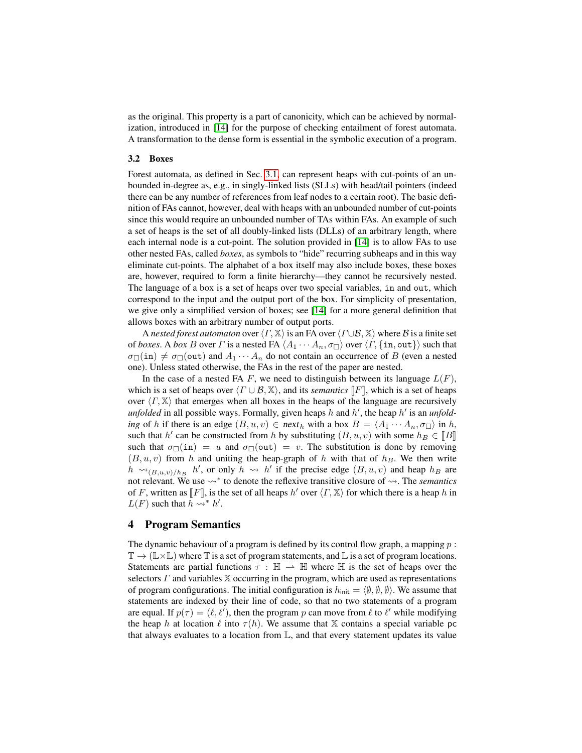as the original. This property is a part of canonicity, which can be achieved by normalization, introduced in [14] for the purpose of checking entailment of forest automata. A transformation to the dense form is essential in the symbolic execution of a program.

### 3.2 Boxes

Forest automata, as defined in Sec. 3.1, can represent heaps with cut-points of an unbounded in-degree as, e.g., in singly-linked lists (SLLs) with head/tail pointers (indeed there can be any number of references from leaf nodes to a certain root). The basic definition of FAs cannot, however, deal with heaps with an unbounded number of cut-points since this would require an unbounded number of TAs within FAs. An example of such a set of heaps is the set of all doubly-linked lists (DLLs) of an arbitrary length, where each internal node is a cut-point. The solution provided in [14] is to allow FAs to use other nested FAs, called *boxes*, as symbols to "hide" recurring subheaps and in this way eliminate cut-points. The alphabet of a box itself may also include boxes, these boxes are, however, required to form a finite hierarchy—they cannot be recursively nested. The language of a box is a set of heaps over two special variables, `in` and `out`, which correspond to the input and the output port of the box. For simplicity of presentation, we give only a simplified version of boxes; see [14] for a more general definition that allows boxes with an arbitrary number of output ports.

A *nested forest automaton* over $\langle \Gamma, \mathbb{X} \rangle$ is an FA over $\langle \Gamma \cup \mathcal{B}, \mathbb{X} \rangle$ where $\mathcal{B}$ is a finite set of *boxes*. A *box* $B$ over $\Gamma$ is a nested FA $\langle A_1 \cdots A_n, \sigma_\square \rangle$ over $\langle \Gamma, \{\texttt{in}, \texttt{out}\} \rangle$ such that $\sigma_\square(\texttt{in}) \neq \sigma_\square(\texttt{out})$ and $A_1 \cdots A_n$ do not contain an occurrence of $B$ (even a nested one). Unless stated otherwise, the FAs in the rest of the paper are nested.

In the case of a nested FA $F$, we need to distinguish between its language $L(F)$, which is a set of heaps over $\langle \Gamma \cup \mathcal{B}, \mathbb{X} \rangle$, and its *semantics* $[\![F]\!]$, which is a set of heaps over $\langle \Gamma, \mathbb{X} \rangle$ that emerges when all boxes in the heaps of the language are recursively *unfolded* in all possible ways. Formally, given heaps $h$ and $h'$, the heap $h'$ is an *unfolding* of $h$ if there is an edge $(B, u, v) \in \mathit{next}_h$ with a box $B = \langle A_1 \cdots A_n, \sigma_\square \rangle$ in $h$, such that $h'$ can be constructed from $h$ by substituting $(B, u, v)$ with some $h_B \in [\![B]\!]$ such that $\sigma_\square(\texttt{in}) = u$ and $\sigma_\square(\texttt{out}) = v$. The substitution is done by removing $(B, u, v)$ from $h$ and uniting the heap-graph of $h$ with that of $h_B$. We then write $h \rightsquigarrow_{(B,u,v)/h_B} h'$, or only $h \rightsquigarrow h'$ if the precise edge $(B, u, v)$ and heap $h_B$ are not relevant. We use $\rightsquigarrow^*$ to denote the reflexive transitive closure of $\rightsquigarrow$. The *semantics* of $F$, written as $[\![F]\!]$, is the set of all heaps $h'$ over $\langle \Gamma, \mathbb{X} \rangle$ for which there is a heap $h$ in $L(F)$ such that $h \rightsquigarrow^* h'$.

## 4 Program Semantics

The dynamic behaviour of a program is defined by its control flow graph, a mapping $p : \mathbb{T} \to (\mathbb{L} \times \mathbb{L})$ where $\mathbb{T}$ is a set of program statements, and $\mathbb{L}$ is a set of program locations. Statements are partial functions $\tau : \mathbb{H} \rightharpoonup \mathbb{H}$ where $\mathbb{H}$ is the set of heaps over the selectors $\Gamma$ and variables $\mathbb{X}$ occurring in the program, which are used as representations of program configurations. The initial configuration is $h_{\mathsf{init}} = \langle \emptyset, \emptyset, \emptyset \rangle$. We assume that statements are indexed by their line of code, so that no two statements of a program are equal. If $p(\tau) = (\ell, \ell')$, then the program $p$ can move from $\ell$ to $\ell'$ while modifying the heap $h$ at location $\ell$ into $\tau(h)$. We assume that $\mathbb{X}$ contains a special variable `pc` that always evaluates to a location from $\mathbb{L}$, and that every statement updates its value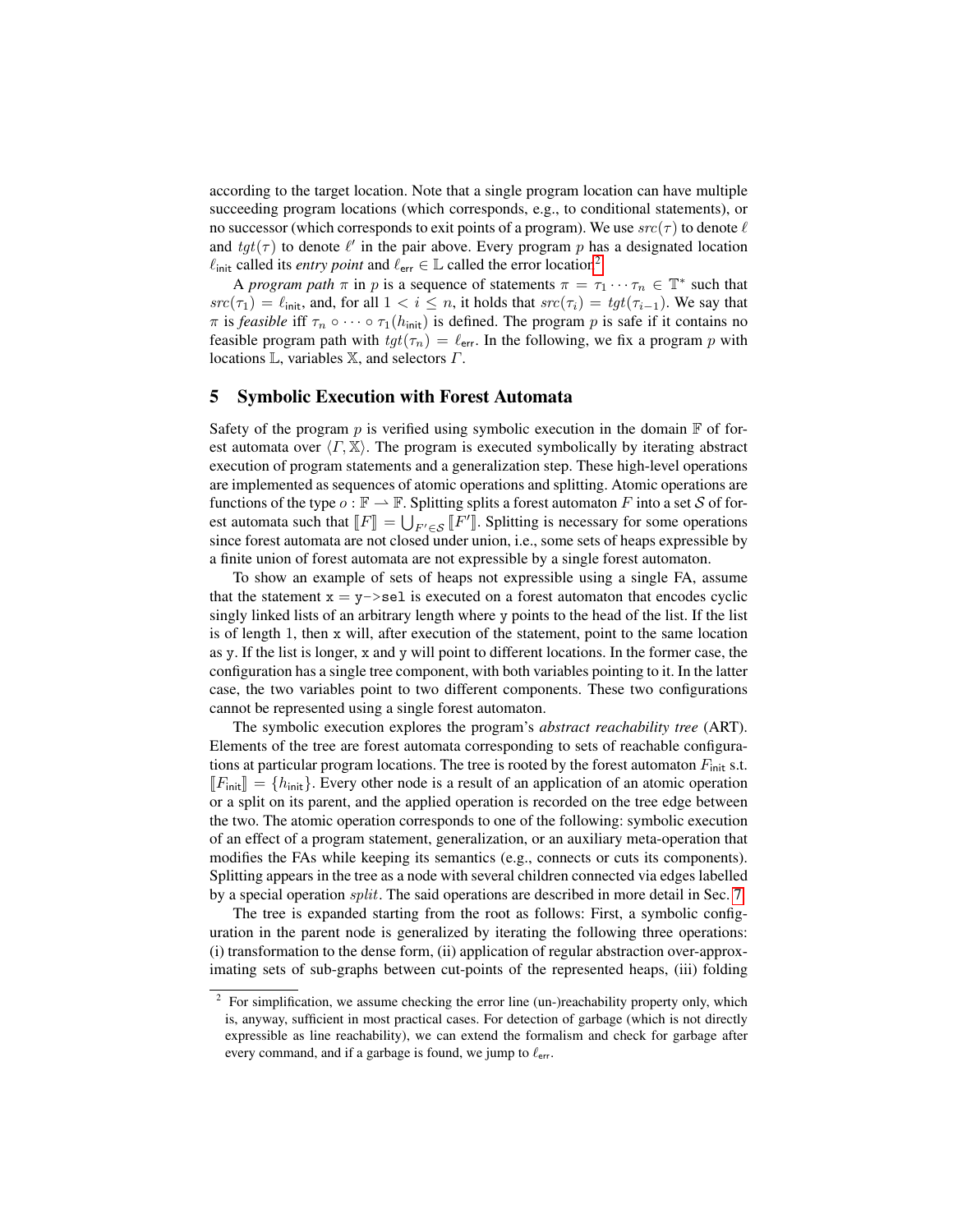according to the target location. Note that a single program location can have multiple succeeding program locations (which corresponds, e.g., to conditional statements), or no successor (which corresponds to exit points of a program). We use $src(\tau)$ to denote $\ell$ and $tgt(\tau)$ to denote $\ell'$ in the pair above. Every program $p$ has a designated location $\ell_{\mathsf{init}}$ called its *entry point* and $\ell_{\mathsf{err}} \in \mathbb{L}$ called the error location[2].

A *program path* $\pi$ in $p$ is a sequence of statements $\pi = \tau_1 \cdots \tau_n \in \mathbb{T}^*$ such that $src(\tau_1) = \ell_{\mathsf{init}}$, and, for all $1 < i \leq n$, it holds that $src(\tau_i) = tgt(\tau_{i-1})$. We say that $\pi$ is *feasible* iff $\tau_n \circ \cdots \circ \tau_1(h_{\mathsf{init}})$ is defined. The program $p$ is safe if it contains no feasible program path with $tgt(\tau_n) = \ell_{\mathsf{err}}$. In the following, we fix a program $p$ with locations $\mathbb{L}$, variables $\mathbb{X}$, and selectors $\Gamma$.

## 5 Symbolic Execution with Forest Automata

Safety of the program $p$ is verified using symbolic execution in the domain $\mathbb{F}$ of forest automata over $\langle \Gamma, \mathbb{X} \rangle$. The program is executed symbolically by iterating abstract execution of program statements and a generalization step. These high-level operations are implemented as sequences of atomic operations and splitting. Atomic operations are functions of the type $o : \mathbb{F} \rightharpoonup \mathbb{F}$. Splitting splits a forest automaton $F$ into a set $\mathcal{S}$ of forest automata such that $[\![F]\!] = \bigcup_{F' \in \mathcal{S}} [\![F']\!]$. Splitting is necessary for some operations since forest automata are not closed under union, i.e., some sets of heaps expressible by a finite union of forest automata are not expressible by a single forest automaton.

To show an example of sets of heaps not expressible using a single FA, assume that the statement `x = y->sel` is executed on a forest automaton that encodes cyclic singly linked lists of an arbitrary length where `y` points to the head of the list. If the list is of length 1, then `x` will, after execution of the statement, point to the same location as `y`. If the list is longer, `x` and `y` will point to different locations. In the former case, the configuration has a single tree component, with both variables pointing to it. In the latter case, the two variables point to two different components. These two configurations cannot be represented using a single forest automaton.

The symbolic execution explores the program's *abstract reachability tree* (ART). Elements of the tree are forest automata corresponding to sets of reachable configurations at particular program locations. The tree is rooted by the forest automaton $F_{\mathsf{init}}$ s.t. $[\![F_{\mathsf{init}}]\!] = \{h_{\mathsf{init}}\}$. Every other node is a result of an application of an atomic operation or a split on its parent, and the applied operation is recorded on the tree edge between the two. The atomic operation corresponds to one of the following: symbolic execution of an effect of a program statement, generalization, or an auxiliary meta-operation that modifies the FAs while keeping its semantics (e.g., connects or cuts its components). Splitting appears in the tree as a node with several children connected via edges labelled by a special operation $split$. The said operations are described in more detail in Sec. 7.

The tree is expanded starting from the root as follows: First, a symbolic configuration in the parent node is generalized by iterating the following three operations: (i) transformation to the dense form, (ii) application of regular abstraction over-approximating sets of sub-graphs between cut-points of the represented heaps, (iii) folding

[2] For simplification, we assume checking the error line (un-)reachability property only, which is, anyway, sufficient in most practical cases. For detection of garbage (which is not directly expressible as line reachability), we can extend the formalism and check for garbage after every command, and if a garbage is found, we jump to $\ell_{\mathsf{err}}$.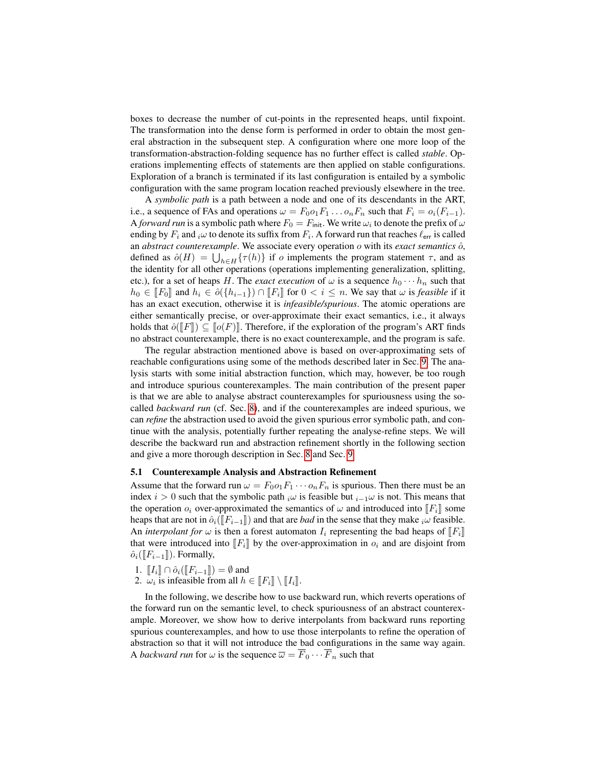boxes to decrease the number of cut-points in the represented heaps, until fixpoint. The transformation into the dense form is performed in order to obtain the most general abstraction in the subsequent step. A configuration where one more loop of the transformation-abstraction-folding sequence has no further effect is called *stable*. Operations implementing effects of statements are then applied on stable configurations. Exploration of a branch is terminated if its last configuration is entailed by a symbolic configuration with the same program location reached previously elsewhere in the tree.

A *symbolic path* is a path between a node and one of its descendants in the ART, i.e., a sequence of FAs and operations $\omega = F_0 o_1 F_1 \dots o_n F_n$ such that $F_i = o_i(F_{i-1})$. A *forward run* is a symbolic path where $F_0 = F_{\mathsf{init}}$. We write $\omega_i$ to denote the prefix of $\omega$ ending by $F_i$ and ${}_i\omega$ to denote its suffix from $F_i$. A forward run that reaches $\ell_{\mathsf{err}}$ is called an *abstract counterexample*. We associate every operation $o$ with its *exact semantics* $\hat{o}$, defined as $\hat{o}(H) = \bigcup_{h \in H}\{\tau(h)\}$ if $o$ implements the program statement $\tau$, and as the identity for all other operations (operations implementing generalization, splitting, etc.), for a set of heaps $H$. The *exact execution* of $\omega$ is a sequence $h_0 \cdots h_n$ such that $h_0 \in [\![F_0]\!]$ and $h_i \in \hat{o}(\{h_{i-1}\}) \cap [\![F_i]\!]$ for $0 < i \leq n$. We say that $\omega$ is *feasible* if it has an exact execution, otherwise it is *infeasible/spurious*. The atomic operations are either semantically precise, or over-approximate their exact semantics, i.e., it always holds that $\hat{o}([\![F]\!]) \subseteq [\![o(F)]\!]$. Therefore, if the exploration of the program's ART finds no abstract counterexample, there is no exact counterexample, and the program is safe.

The regular abstraction mentioned above is based on over-approximating sets of reachable configurations using some of the methods described later in Sec. 9. The analysis starts with some initial abstraction function, which may, however, be too rough and introduce spurious counterexamples. The main contribution of the present paper is that we are able to analyse abstract counterexamples for spuriousness using the so-called *backward run* (cf. Sec. 8), and if the counterexamples are indeed spurious, we can *refine* the abstraction used to avoid the given spurious error symbolic path, and continue with the analysis, potentially further repeating the analyse-refine steps. We will describe the backward run and abstraction refinement shortly in the following section and give a more thorough description in Sec. 8 and Sec. 9.

### 5.1 Counterexample Analysis and Abstraction Refinement

Assume that the forward run $\omega = F_0 o_1 F_1 \cdots o_n F_n$ is spurious. Then there must be an index $i > 0$ such that the symbolic path ${}_i\omega$ is feasible but ${}_{i-1}\omega$ is not. This means that the operation $o_i$ over-approximated the semantics of $\omega$ and introduced into $[\![F_i]\!]$ some heaps that are not in $\hat{o}_i([\![F_{i-1}]\!])$ and that are *bad* in the sense that they make ${}_i\omega$ feasible. An *interpolant for* $\omega$ is then a forest automaton $I_i$ representing the bad heaps of $[\![F_i]\!]$ that were introduced into $[\![F_i]\!]$ by the over-approximation in $o_i$ and are disjoint from $\hat{o}_i([\![F_{i-1}]\!])$. Formally,

1. $[\![I_i]\!] \cap \hat{o}_i([\![F_{i-1}]\!]) = \emptyset$ and
2. $\omega_i$ is infeasible from all $h \in [\![F_i]\!] \setminus [\![I_i]\!]$.

In the following, we describe how to use backward run, which reverts operations of the forward run on the semantic level, to check spuriousness of an abstract counterexample. Moreover, we show how to derive interpolants from backward runs reporting spurious counterexamples, and how to use those interpolants to refine the operation of abstraction so that it will not introduce the bad configurations in the same way again. A *backward run* for $\omega$ is the sequence $\overline{\omega} = \overline{F}_0 \cdots \overline{F}_n$ such that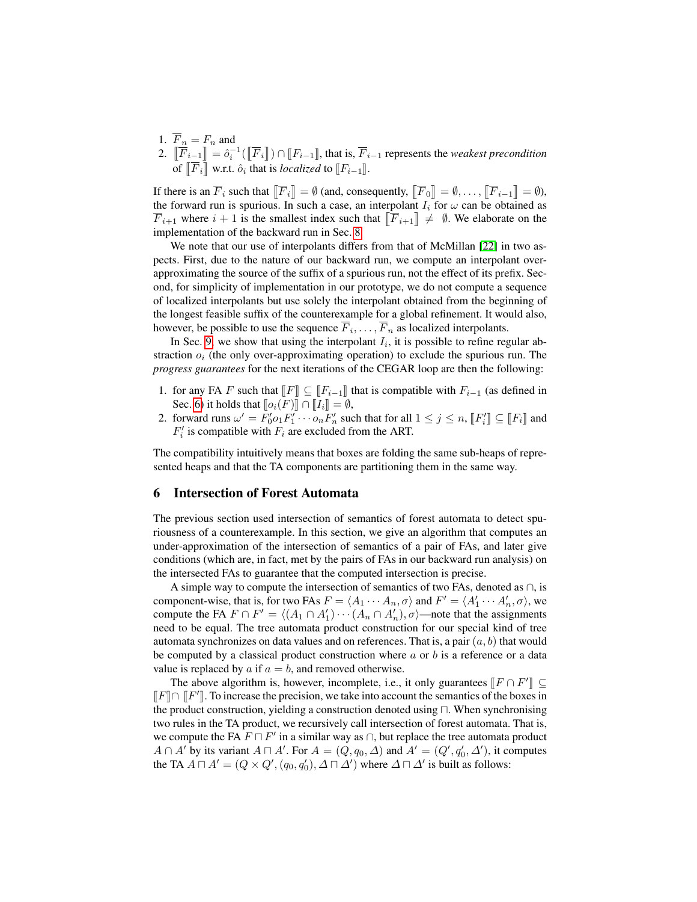1. $\overline{F}_n = F_n$ and
2. $[\![\overline{F}_{i-1}]\!] = \hat{o}_i^{-1}([\![\overline{F}_i]\!]) \cap [\![F_{i-1}]\!]$, that is, $\overline{F}_{i-1}$ represents the *weakest precondition* of $[\![\overline{F}_i]\!]$ w.r.t. $\hat{o}_i$ that is *localized* to $[\![F_{i-1}]\!]$.

If there is an $\overline{F}_i$ such that $[\![\overline{F}_i]\!] = \emptyset$ (and, consequently, $[\![\overline{F}_0]\!] = \emptyset, \ldots, [\![\overline{F}_{i-1}]\!] = \emptyset$), the forward run is spurious. In such a case, an interpolant $I_i$ for $\omega$ can be obtained as $\overline{F}_{i+1}$ where $i+1$ is the smallest index such that $[\![\overline{F}_{i+1}]\!] \neq \emptyset$. We elaborate on the implementation of the backward run in Sec. 8.

We note that our use of interpolants differs from that of McMillan [22] in two aspects. First, due to the nature of our backward run, we compute an interpolant over-approximating the source of the suffix of a spurious run, not the effect of its prefix. Second, for simplicity of implementation in our prototype, we do not compute a sequence of localized interpolants but use solely the interpolant obtained from the beginning of the longest feasible suffix of the counterexample for a global refinement. It would also, however, be possible to use the sequence $\overline{F}_i, \ldots, \overline{F}_n$ as localized interpolants.

In Sec. 9, we show that using the interpolant $I_i$, it is possible to refine regular abstraction $o_i$ (the only over-approximating operation) to exclude the spurious run. The *progress guarantees* for the next iterations of the CEGAR loop are then the following:

1. for any FA $F$ such that $[\![F]\!] \subseteq [\![F_{i-1}]\!]$ that is compatible with $F_{i-1}$ (as defined in Sec. 6) it holds that $[\![o_i(F)]\!] \cap [\![I_i]\!] = \emptyset$,
2. forward runs $\omega' = F'_0 o_1 F'_1 \cdots o_n F'_n$ such that for all $1 \leq j \leq n$, $[\![F'_i]\!] \subseteq [\![F_i]\!]$ and $F'_i$ is compatible with $F_i$ are excluded from the ART.

The compatibility intuitively means that boxes are folding the same sub-heaps of represented heaps and that the TA components are partitioning them in the same way.

## 6 Intersection of Forest Automata

The previous section used intersection of semantics of forest automata to detect spuriousness of a counterexample. In this section, we give an algorithm that computes an under-approximation of the intersection of semantics of a pair of FAs, and later give conditions (which are, in fact, met by the pairs of FAs in our backward run analysis) on the intersected FAs to guarantee that the computed intersection is precise.

A simple way to compute the intersection of semantics of two FAs, denoted as $\cap$, is component-wise, that is, for two FAs $F = \langle A_1 \cdots A_n, \sigma\rangle$ and $F' = \langle A'_1 \cdots A'_n, \sigma\rangle$, we compute the FA $F \cap F' = \langle (A_1 \cap A'_1) \cdots (A_n \cap A'_n), \sigma\rangle$—note that the assignments need to be equal. The tree automata product construction for our special kind of tree automata synchronizes on data values and on references. That is, a pair $(a, b)$ that would be computed by a classical product construction where $a$ or $b$ is a reference or a data value is replaced by $a$ if $a = b$, and removed otherwise.

The above algorithm is, however, incomplete, i.e., it only guarantees $[\![F \cap F']\!] \subseteq [\![F]\!] \cap [\![F']\!]$. To increase the precision, we take into account the semantics of the boxes in the product construction, yielding a construction denoted using $\sqcap$. When synchronising two rules in the TA product, we recursively call intersection of forest automata. That is, we compute the FA $F \sqcap F'$ in a similar way as $\cap$, but replace the tree automata product $A \cap A'$ by its variant $A \sqcap A'$. For $A = (Q, q_0, \Delta)$ and $A' = (Q', q'_0, \Delta')$, it computes the TA $A \sqcap A' = (Q \times Q', (q_0, q'_0), \Delta \sqcap \Delta')$ where $\Delta \sqcap \Delta'$ is built as follows: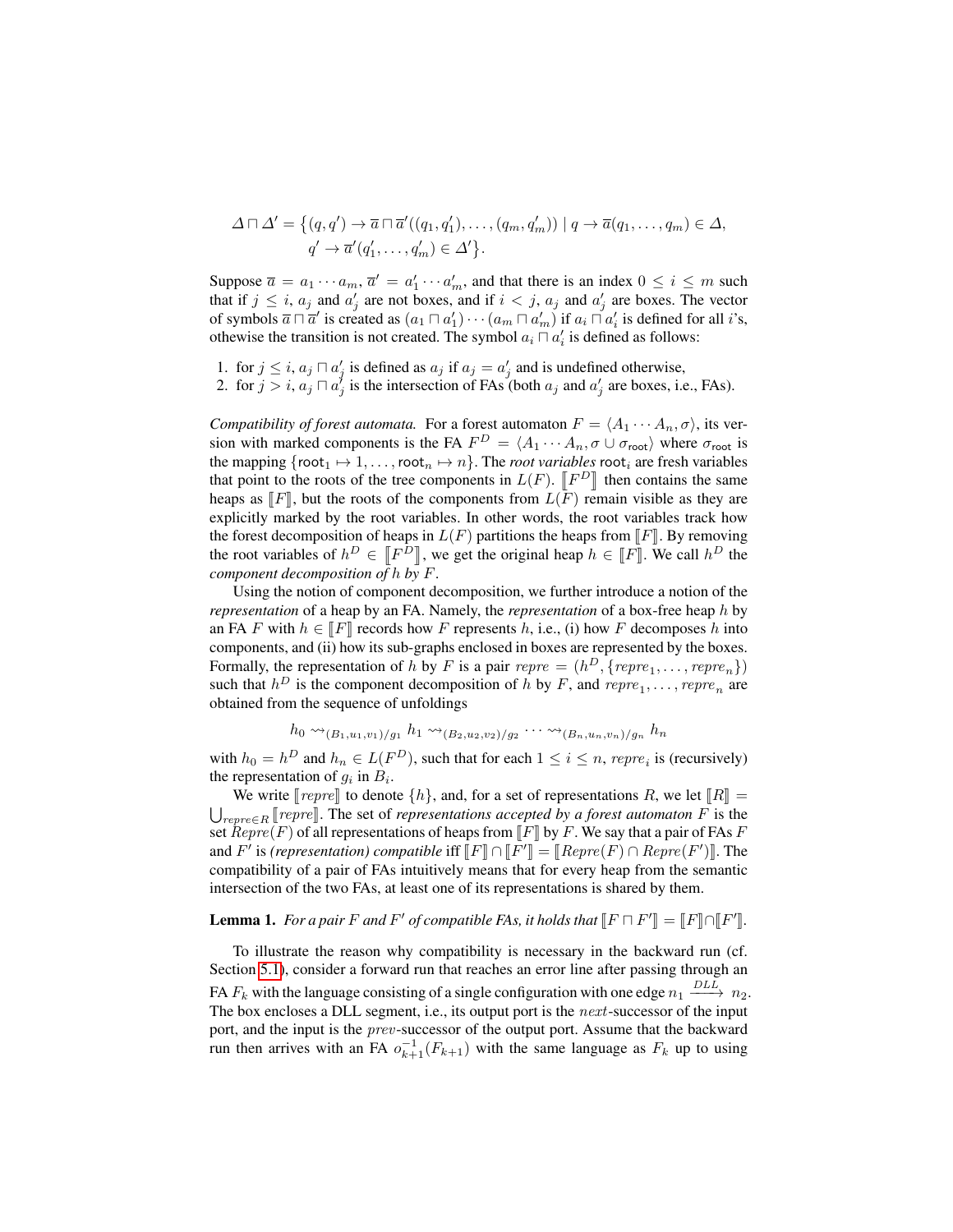$$\Delta \sqcap \Delta' = \{(q,q') \to \overline{a} \sqcap \overline{a}'((q_1,q_1'),\dots,(q_m,q_m')) \mid q \to \overline{a}(q_1,\dots,q_m) \in \Delta,$$
$$q' \to \overline{a}'(q_1',\dots,q_m') \in \Delta'\}.$$

Suppose $\overline{a} = a_1 \cdots a_m$, $\overline{a}' = a_1' \cdots a_m'$, and that there is an index $0 \le i \le m$ such that if $j \le i$, $a_j$ and $a_j'$ are not boxes, and if $i < j$, $a_j$ and $a_j'$ are boxes. The vector of symbols $\overline{a} \sqcap \overline{a}'$ is created as $(a_1 \sqcap a_1') \cdots (a_m \sqcap a_m')$ if $a_i \sqcap a_i'$ is defined for all $i$'s, othewise the transition is not created. The symbol $a_i \sqcap a_i'$ is defined as follows:

1. for $j \le i$, $a_j \sqcap a_j'$ is defined as $a_j$ if $a_j = a_j'$ and is undefined otherwise,
2. for $j > i$, $a_j \sqcap a_j'$ is the intersection of FAs (both $a_j$ and $a_j'$ are boxes, i.e., FAs).

*Compatibility of forest automata.* For a forest automaton $F = \langle A_1 \cdots A_n, \sigma\rangle$, its version with marked components is the FA $F^D = \langle A_1 \cdots A_n, \sigma \cup \sigma_{\mathsf{root}}\rangle$ where $\sigma_{\mathsf{root}}$ is the mapping $\{\mathsf{root}_1 \mapsto 1, \dots, \mathsf{root}_n \mapsto n\}$. The *root variables* $\mathsf{root}_i$ are fresh variables that point to the roots of the tree components in $L(F)$. $[\![F^D]\!]$ then contains the same heaps as $[\![F]\!]$, but the roots of the components from $L(F)$ remain visible as they are explicitly marked by the root variables. In other words, the root variables track how the forest decomposition of heaps in $L(F)$ partitions the heaps from $[\![F]\!]$. By removing the root variables of $h^D \in [\![F^D]\!]$, we get the original heap $h \in [\![F]\!]$. We call $h^D$ the *component decomposition of* $h$ *by* $F$.

Using the notion of component decomposition, we further introduce a notion of the *representation* of a heap by an FA. Namely, the *representation* of a box-free heap $h$ by an FA $F$ with $h \in [\![F]\!]$ records how $F$ represents $h$, i.e., (i) how $F$ decomposes $h$ into components, and (ii) how its sub-graphs enclosed in boxes are represented by the boxes. Formally, the representation of $h$ by $F$ is a pair $repre = (h^D, \{repre_1, \dots, repre_n\})$ such that $h^D$ is the component decomposition of $h$ by $F$, and $repre_1, \dots, repre_n$ are obtained from the sequence of unfoldings

$$h_0 \rightsquigarrow_{(B_1,u_1,v_1)/g_1} h_1 \rightsquigarrow_{(B_2,u_2,v_2)/g_2} \cdots \rightsquigarrow_{(B_n,u_n,v_n)/g_n} h_n$$

with $h_0 = h^D$ and $h_n \in L(F^D)$, such that for each $1 \le i \le n$, $repre_i$ is (recursively) the representation of $g_i$ in $B_i$.

We write $[\![repre]\!]$ to denote $\{h\}$, and, for a set of representations $R$, we let $[\![R]\!] = \bigcup_{repre \in R} [\![repre]\!]$. The set of *representations accepted by a forest automaton* $F$ is the set $Repre(F)$ of all representations of heaps from $[\![F]\!]$ by $F$. We say that a pair of FAs $F$ and $F'$ is *(representation) compatible* iff $[\![F]\!] \cap [\![F']\!] = [\![Repre(F) \cap Repre(F')]\!]$. The compatibility of a pair of FAs intuitively means that for every heap from the semantic intersection of the two FAs, at least one of its representations is shared by them.

**Lemma 1.** *For a pair $F$ and $F'$ of compatible FAs, it holds that $[\![F \sqcap F']\!] = [\![F]\!] \cap [\![F']\!]$.*

To illustrate the reason why compatibility is necessary in the backward run (cf. Section 5.1), consider a forward run that reaches an error line after passing through an FA $F_k$ with the language consisting of a single configuration with one edge $n_1 \xrightarrow{DLL} n_2$. The box encloses a DLL segment, i.e., its output port is the *next*-successor of the input port, and the input is the *prev*-successor of the output port. Assume that the backward run then arrives with an FA $o_{k+1}^{-1}(F_{k+1})$ with the same language as $F_k$ up to using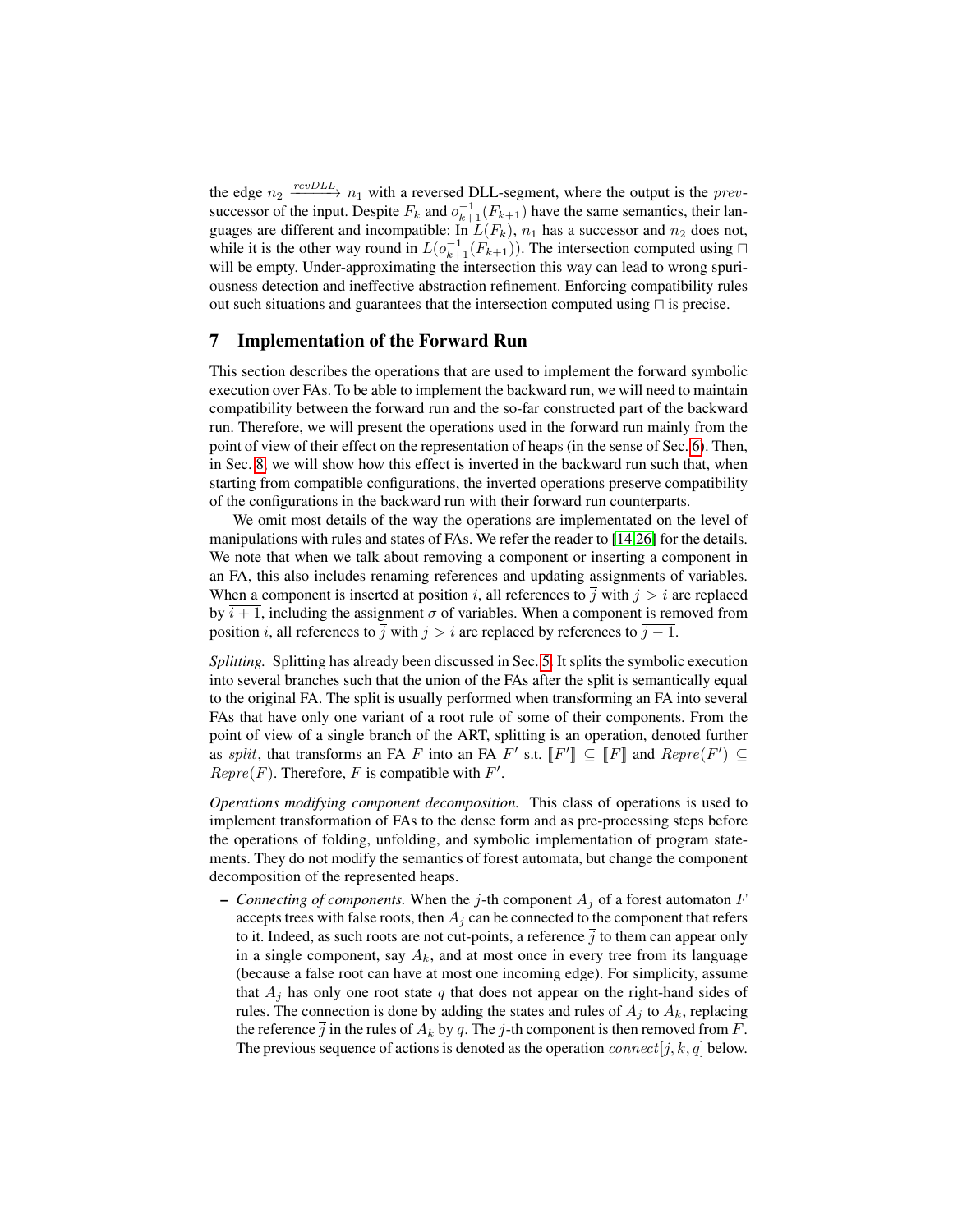the edge $n_2 \xrightarrow{revDLL} n_1$ with a reversed DLL-segment, where the output is the $prev$-successor of the input. Despite $F_k$ and $o_{k+1}^{-1}(F_{k+1})$ have the same semantics, their languages are different and incompatible: In $L(F_k)$, $n_1$ has a successor and $n_2$ does not, while it is the other way round in $L(o_{k+1}^{-1}(F_{k+1}))$. The intersection computed using $\sqcap$ will be empty. Under-approximating the intersection this way can lead to wrong spuriousness detection and ineffective abstraction refinement. Enforcing compatibility rules out such situations and guarantees that the intersection computed using $\sqcap$ is precise.

## 7 Implementation of the Forward Run

This section describes the operations that are used to implement the forward symbolic execution over FAs. To be able to implement the backward run, we will need to maintain compatibility between the forward run and the so-far constructed part of the backward run. Therefore, we will present the operations used in the forward run mainly from the point of view of their effect on the representation of heaps (in the sense of Sec. 6). Then, in Sec. 8, we will show how this effect is inverted in the backward run such that, when starting from compatible configurations, the inverted operations preserve compatibility of the configurations in the backward run with their forward run counterparts.

We omit most details of the way the operations are implementated on the level of manipulations with rules and states of FAs. We refer the reader to [14,26] for the details. We note that when we talk about removing a component or inserting a component in an FA, this also includes renaming references and updating assignments of variables. When a component is inserted at position $i$, all references to $\overline{j}$ with $j > i$ are replaced by $\overline{i+1}$, including the assignment $\sigma$ of variables. When a component is removed from position $i$, all references to $\overline{j}$ with $j > i$ are replaced by references to $\overline{j-1}$.

*Splitting.* Splitting has already been discussed in Sec. 5. It splits the symbolic execution into several branches such that the union of the FAs after the split is semantically equal to the original FA. The split is usually performed when transforming an FA into several FAs that have only one variant of a root rule of some of their components. From the point of view of a single branch of the ART, splitting is an operation, denoted further as $split$, that transforms an FA $F$ into an FA $F'$ s.t. $[\![F']\!] \subseteq [\![F]\!]$ and $Repre(F') \subseteq Repre(F)$. Therefore, $F$ is compatible with $F'$.

*Operations modifying component decomposition.* This class of operations is used to implement transformation of FAs to the dense form and as pre-processing steps before the operations of folding, unfolding, and symbolic implementation of program statements. They do not modify the semantics of forest automata, but change the component decomposition of the represented heaps.

– *Connecting of components.* When the $j$-th component $A_j$ of a forest automaton $F$ accepts trees with false roots, then $A_j$ can be connected to the component that refers to it. Indeed, as such roots are not cut-points, a reference $\overline{j}$ to them can appear only in a single component, say $A_k$, and at most once in every tree from its language (because a false root can have at most one incoming edge). For simplicity, assume that $A_j$ has only one root state $q$ that does not appear on the right-hand sides of rules. The connection is done by adding the states and rules of $A_j$ to $A_k$, replacing the reference $\overline{j}$ in the rules of $A_k$ by $q$. The $j$-th component is then removed from $F$. The previous sequence of actions is denoted as the operation $connect[j, k, q]$ below.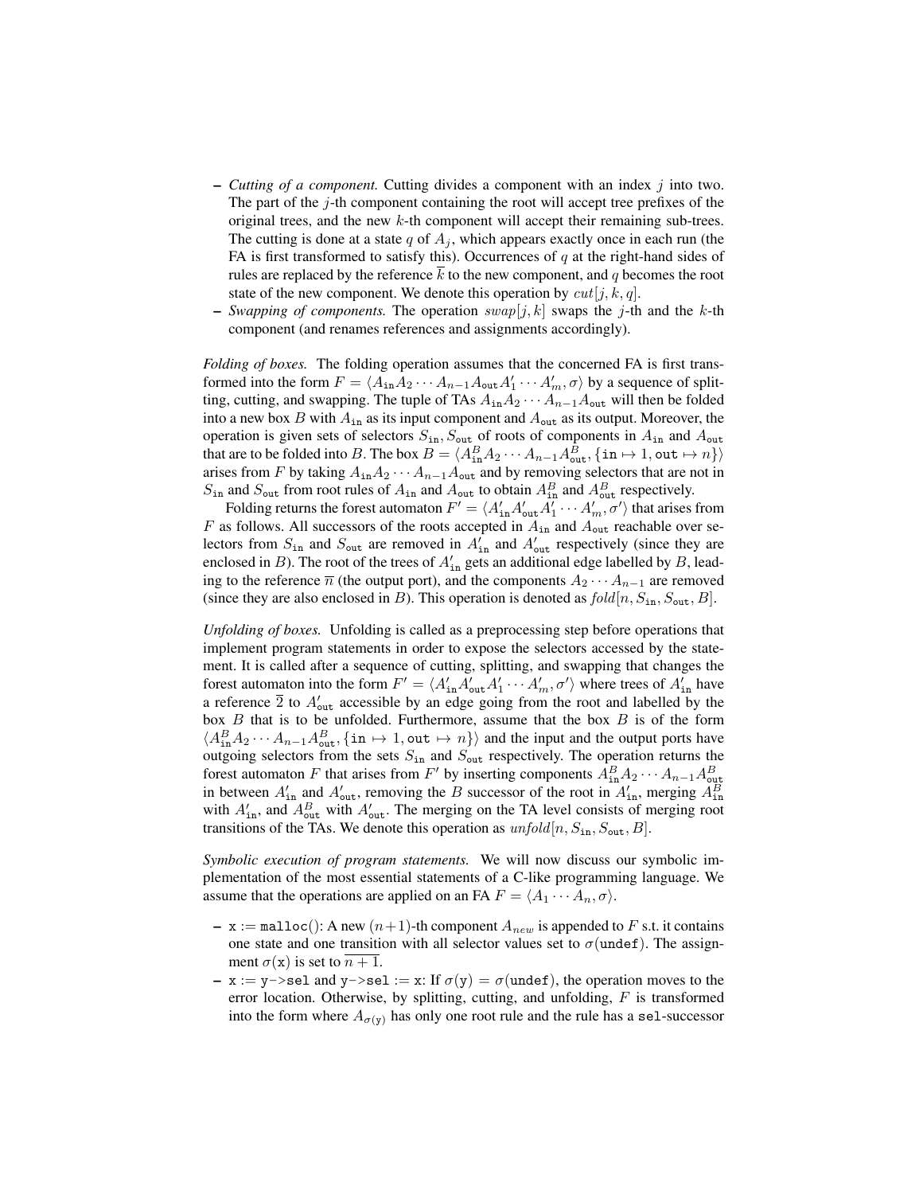– *Cutting of a component.* Cutting divides a component with an index $j$ into two. The part of the $j$-th component containing the root will accept tree prefixes of the original trees, and the new $k$-th component will accept their remaining sub-trees. The cutting is done at a state $q$ of $A_j$, which appears exactly once in each run (the FA is first transformed to satisfy this). Occurrences of $q$ at the right-hand sides of rules are replaced by the reference $\overline{k}$ to the new component, and $q$ becomes the root state of the new component. We denote this operation by $cut[j,k,q]$.

– *Swapping of components.* The operation $swap[j,k]$ swaps the $j$-th and the $k$-th component (and renames references and assignments accordingly).

*Folding of boxes.* The folding operation assumes that the concerned FA is first transformed into the form $F = \langle A_{\mathtt{in}} A_2 \cdots A_{n-1} A_{\mathtt{out}} A'_1 \cdots A'_m, \sigma\rangle$ by a sequence of splitting, cutting, and swapping. The tuple of TAs $A_{\mathtt{in}} A_2 \cdots A_{n-1} A_{\mathtt{out}}$ will then be folded into a new box $B$ with $A_{\mathtt{in}}$ as its input component and $A_{\mathtt{out}}$ as its output. Moreover, the operation is given sets of selectors $S_{\mathtt{in}}, S_{\mathtt{out}}$ of roots of components in $A_{\mathtt{in}}$ and $A_{\mathtt{out}}$ that are to be folded into $B$. The box $B = \langle A^B_{\mathtt{in}} A_2 \cdots A_{n-1} A^B_{\mathtt{out}}, \{\mathtt{in} \mapsto 1, \mathtt{out} \mapsto n\}\rangle$ arises from $F$ by taking $A_{\mathtt{in}} A_2 \cdots A_{n-1} A_{\mathtt{out}}$ and by removing selectors that are not in $S_{\mathtt{in}}$ and $S_{\mathtt{out}}$ from root rules of $A_{\mathtt{in}}$ and $A_{\mathtt{out}}$ to obtain $A^B_{\mathtt{in}}$ and $A^B_{\mathtt{out}}$ respectively.

Folding returns the forest automaton $F' = \langle A'_{\mathtt{in}} A'_{\mathtt{out}} A'_1 \cdots A'_m, \sigma'\rangle$ that arises from $F$ as follows. All successors of the roots accepted in $A_{\mathtt{in}}$ and $A_{\mathtt{out}}$ reachable over selectors from $S_{\mathtt{in}}$ and $S_{\mathtt{out}}$ are removed in $A'_{\mathtt{in}}$ and $A'_{\mathtt{out}}$ respectively (since they are enclosed in $B$). The root of the trees of $A'_{\mathtt{in}}$ gets an additional edge labelled by $B$, leading to the reference $\overline{n}$ (the output port), and the components $A_2 \cdots A_{n-1}$ are removed (since they are also enclosed in $B$). This operation is denoted as $fold[n, S_{\mathtt{in}}, S_{\mathtt{out}}, B]$.

*Unfolding of boxes.* Unfolding is called as a preprocessing step before operations that implement program statements in order to expose the selectors accessed by the statement. It is called after a sequence of cutting, splitting, and swapping that changes the forest automaton into the form $F' = \langle A'_{\mathtt{in}} A'_{\mathtt{out}} A'_1 \cdots A'_m, \sigma'\rangle$ where trees of $A'_{\mathtt{in}}$ have a reference $\overline{2}$ to $A'_{\mathtt{out}}$ accessible by an edge going from the root and labelled by the box $B$ that is to be unfolded. Furthermore, assume that the box $B$ is of the form $\langle A^B_{\mathtt{in}} A_2 \cdots A_{n-1} A^B_{\mathtt{out}}, \{\mathtt{in} \mapsto 1, \mathtt{out} \mapsto n\}\rangle$ and the input and the output ports have outgoing selectors from the sets $S_{\mathtt{in}}$ and $S_{\mathtt{out}}$ respectively. The operation returns the forest automaton $F$ that arises from $F'$ by inserting components $A^B_{\mathtt{in}} A_2 \cdots A_{n-1} A^B_{\mathtt{out}}$ in between $A'_{\mathtt{in}}$ and $A'_{\mathtt{out}}$, removing the $B$ successor of the root in $A'_{\mathtt{in}}$, merging $A^B_{\mathtt{in}}$ with $A'_{\mathtt{in}}$, and $A^B_{\mathtt{out}}$ with $A'_{\mathtt{out}}$. The merging on the TA level consists of merging root transitions of the TAs. We denote this operation as $unfold[n, S_{\mathtt{in}}, S_{\mathtt{out}}, B]$.

*Symbolic execution of program statements.* We will now discuss our symbolic implementation of the most essential statements of a C-like programming language. We assume that the operations are applied on an FA $F = \langle A_1 \cdots A_n, \sigma\rangle$.

– `x := malloc()`: A new $(n+1)$-th component $A_{new}$ is appended to $F$ s.t. it contains one state and one transition with all selector values set to $\sigma(\mathtt{undef})$. The assignment $\sigma(\mathtt{x})$ is set to $\overline{n+1}$.

– `x := y->sel` and `y->sel := x`: If $\sigma(\mathtt{y}) = \sigma(\mathtt{undef})$, the operation moves to the error location. Otherwise, by splitting, cutting, and unfolding, $F$ is transformed into the form where $A_{\sigma(\mathtt{y})}$ has only one root rule and the rule has a `sel`-successor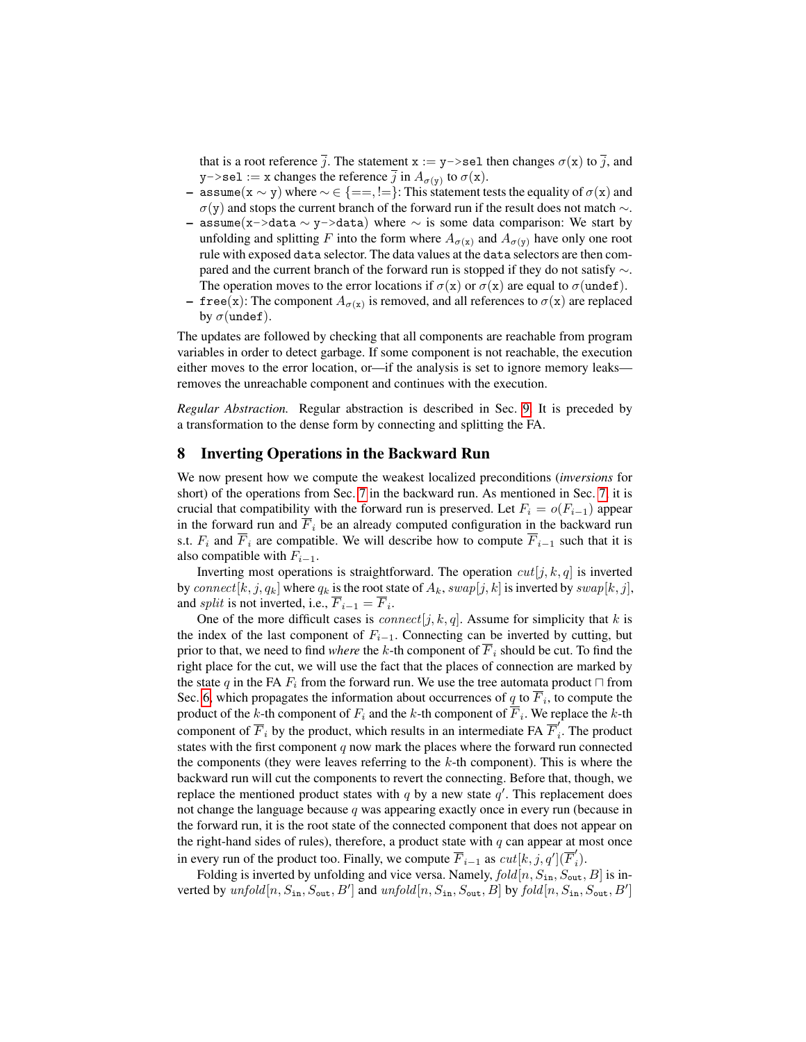that is a root reference $\overline{j}$. The statement `x := y->sel` then changes $\sigma(\mathtt{x})$ to $\overline{j}$, and `y->sel := x` changes the reference $\overline{j}$ in $A_{\sigma(\mathtt{y})}$ to $\sigma(\mathtt{x})$.

- `assume(x ~ y)` where $\sim \in \{==, !=\}$: This statement tests the equality of $\sigma(\mathtt{x})$ and $\sigma(\mathtt{y})$ and stops the current branch of the forward run if the result does not match $\sim$.
- `assume(x->data ~ y->data)` where $\sim$ is some data comparison: We start by unfolding and splitting $F$ into the form where $A_{\sigma(\mathtt{x})}$ and $A_{\sigma(\mathtt{y})}$ have only one root rule with exposed `data` selector. The data values at the `data` selectors are then compared and the current branch of the forward run is stopped if they do not satisfy $\sim$. The operation moves to the error locations if $\sigma(\mathtt{x})$ or $\sigma(\mathtt{x})$ are equal to $\sigma(\mathtt{undef})$.
- `free(x)`: The component $A_{\sigma(\mathtt{x})}$ is removed, and all references to $\sigma(\mathtt{x})$ are replaced by $\sigma(\mathtt{undef})$.

The updates are followed by checking that all components are reachable from program variables in order to detect garbage. If some component is not reachable, the execution either moves to the error location, or—if the analysis is set to ignore memory leaks—removes the unreachable component and continues with the execution.

*Regular Abstraction.* Regular abstraction is described in Sec. 9. It is preceded by a transformation to the dense form by connecting and splitting the FA.

## 8 Inverting Operations in the Backward Run

We now present how we compute the weakest localized preconditions (*inversions* for short) of the operations from Sec. 7 in the backward run. As mentioned in Sec. 7, it is crucial that compatibility with the forward run is preserved. Let $F_i = o(F_{i-1})$ appear in the forward run and $\overline{F}_i$ be an already computed configuration in the backward run s.t. $F_i$ and $\overline{F}_i$ are compatible. We will describe how to compute $\overline{F}_{i-1}$ such that it is also compatible with $F_{i-1}$.

Inverting most operations is straightforward. The operation $cut[j,k,q]$ is inverted by $connect[k,j,q_k]$ where $q_k$ is the root state of $A_k$, $swap[j,k]$ is inverted by $swap[k,j]$, and $split$ is not inverted, i.e., $\overline{F}_{i-1} = \overline{F}_i$.

One of the more difficult cases is $connect[j,k,q]$. Assume for simplicity that $k$ is the index of the last component of $F_{i-1}$. Connecting can be inverted by cutting, but prior to that, we need to find *where* the $k$-th component of $\overline{F}_i$ should be cut. To find the right place for the cut, we will use the fact that the places of connection are marked by the state $q$ in the FA $F_i$ from the forward run. We use the tree automata product $\sqcap$ from Sec. 6, which propagates the information about occurrences of $q$ to $\overline{F}_i$, to compute the product of the $k$-th component of $F_i$ and the $k$-th component of $\overline{F}_i$. We replace the $k$-th component of $\overline{F}_i$ by the product, which results in an intermediate FA $\overline{F}_i^{'}$. The product states with the first component $q$ now mark the places where the forward run connected the components (they were leaves referring to the $k$-th component). This is where the backward run will cut the components to revert the connecting. Before that, though, we replace the mentioned product states with $q$ by a new state $q'$. This replacement does not change the language because $q$ was appearing exactly once in every run (because in the forward run, it is the root state of the connected component that does not appear on the right-hand sides of rules), therefore, a product state with $q$ can appear at most once in every run of the product too. Finally, we compute $\overline{F}_{i-1}$ as $cut[k,j,q'](\overline{F}_i^{'})$.

Folding is inverted by unfolding and vice versa. Namely, $fold[n, S_{\mathtt{in}}, S_{\mathtt{out}}, B]$ is inverted by $unfold[n, S_{\mathtt{in}}, S_{\mathtt{out}}, B']$ and $unfold[n, S_{\mathtt{in}}, S_{\mathtt{out}}, B]$ by $fold[n, S_{\mathtt{in}}, S_{\mathtt{out}}, B']$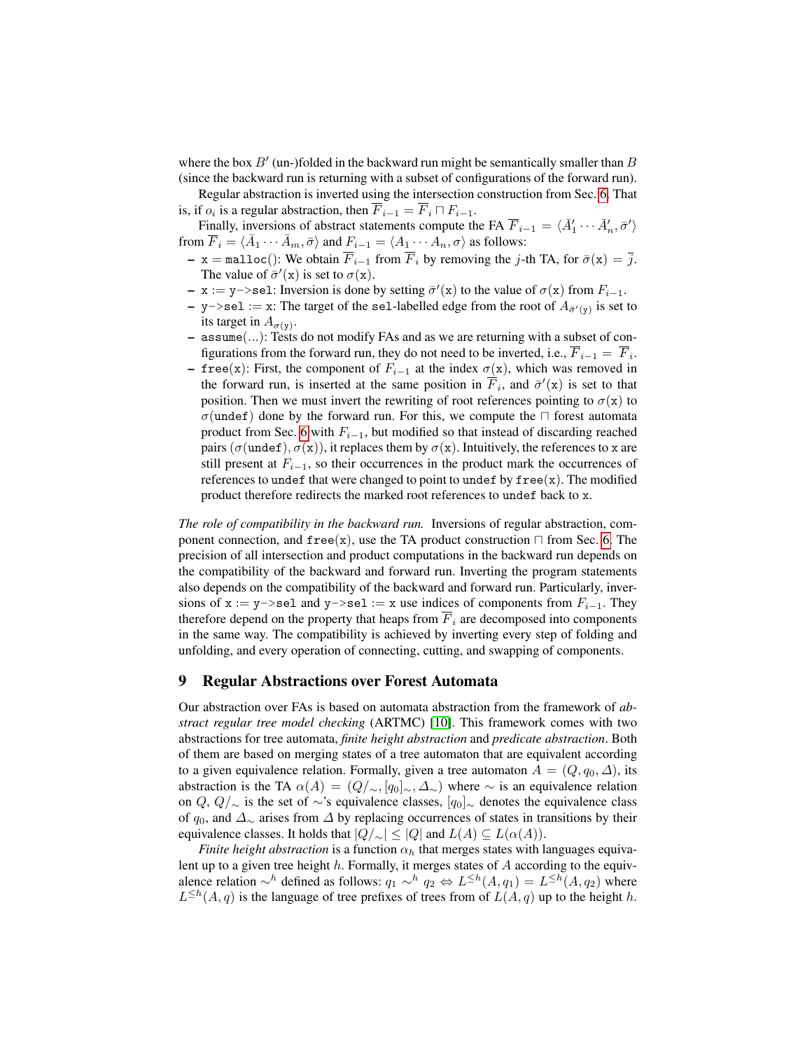where the box $B'$ (un-)folded in the backward run might be semantically smaller than $B$ (since the backward run is returning with a subset of configurations of the forward run).

Regular abstraction is inverted using the intersection construction from Sec. 6. That is, if $o_i$ is a regular abstraction, then $\overline{F}_{i-1} = \overline{F}_i \sqcap F_{i-1}$.

Finally, inversions of abstract statements compute the FA $\overline{F}_{i-1} = \langle \bar{A}'_1 \cdots \bar{A}'_n, \bar{\sigma}' \rangle$ from $\overline{F}_i = \langle \bar{A}_1 \cdots \bar{A}_m, \bar{\sigma} \rangle$ and $F_{i-1} = \langle A_1 \cdots A_n, \sigma \rangle$ as follows:

- `x = malloc()`: We obtain $\overline{F}_{i-1}$ from $\overline{F}_i$ by removing the $j$-th TA, for $\bar{\sigma}(\mathtt{x}) = \bar{j}$. The value of $\bar{\sigma}'(\mathtt{x})$ is set to $\sigma(\mathtt{x})$.
- `x := y->sel`: Inversion is done by setting $\bar{\sigma}'(\mathtt{x})$ to the value of $\sigma(\mathtt{x})$ from $F_{i-1}$.
- `y->sel := x`: The target of the `sel`-labelled edge from the root of $A_{\bar{\sigma}'(\mathtt{y})}$ is set to its target in $A_{\sigma(\mathtt{y})}$.
- `assume(...)`: Tests do not modify FAs and as we are returning with a subset of configurations from the forward run, they do not need to be inverted, i.e., $\overline{F}_{i-1} = \overline{F}_i$.
- `free(x)`: First, the component of $F_{i-1}$ at the index $\sigma(\mathtt{x})$, which was removed in the forward run, is inserted at the same position in $\overline{F}_i$, and $\bar{\sigma}'(\mathtt{x})$ is set to that position. Then we must invert the rewriting of root references pointing to $\sigma(\mathtt{x})$ to $\sigma(\mathtt{undef})$ done by the forward run. For this, we compute the $\sqcap$ forest automata product from Sec. 6 with $F_{i-1}$, but modified so that instead of discarding reached pairs $(\sigma(\mathtt{undef}), \sigma(\mathtt{x}))$, it replaces them by $\sigma(\mathtt{x})$. Intuitively, the references to `x` are still present at $F_{i-1}$, so their occurrences in the product mark the occurrences of references to `undef` that were changed to point to `undef` by `free(x)`. The modified product therefore redirects the marked root references to `undef` back to `x`.

*The role of compatibility in the backward run.* Inversions of regular abstraction, component connection, and `free(x)`, use the TA product construction $\sqcap$ from Sec. 6. The precision of all intersection and product computations in the backward run depends on the compatibility of the backward and forward run. Inverting the program statements also depends on the compatibility of the backward and forward run. Particularly, inversions of `x := y->sel` and `y->sel := x` use indices of components from $F_{i-1}$. They therefore depend on the property that heaps from $\overline{F}_i$ are decomposed into components in the same way. The compatibility is achieved by inverting every step of folding and unfolding, and every operation of connecting, cutting, and swapping of components.

# 9 Regular Abstractions over Forest Automata

Our abstraction over FAs is based on automata abstraction from the framework of *abstract regular tree model checking* (ARTMC) [10]. This framework comes with two abstractions for tree automata, *finite height abstraction* and *predicate abstraction*. Both of them are based on merging states of a tree automaton that are equivalent according to a given equivalence relation. Formally, given a tree automaton $A = (Q, q_0, \Delta)$, its abstraction is the TA $\alpha(A) = (Q/_\sim, [q_0]_\sim, \Delta_\sim)$ where $\sim$ is an equivalence relation on $Q$, $Q/_\sim$ is the set of $\sim$'s equivalence classes, $[q_0]_\sim$ denotes the equivalence class of $q_0$, and $\Delta_\sim$ arises from $\Delta$ by replacing occurrences of states in transitions by their equivalence classes. It holds that $|Q/_\sim| \leq |Q|$ and $L(A) \subseteq L(\alpha(A))$.

*Finite height abstraction* is a function $\alpha_h$ that merges states with languages equivalent up to a given tree height $h$. Formally, it merges states of $A$ according to the equivalence relation $\sim^h$ defined as follows: $q_1 \sim^h q_2 \Leftrightarrow L^{\leq h}(A, q_1) = L^{\leq h}(A, q_2)$ where $L^{\leq h}(A, q)$ is the language of tree prefixes of trees from of $L(A, q)$ up to the height $h$.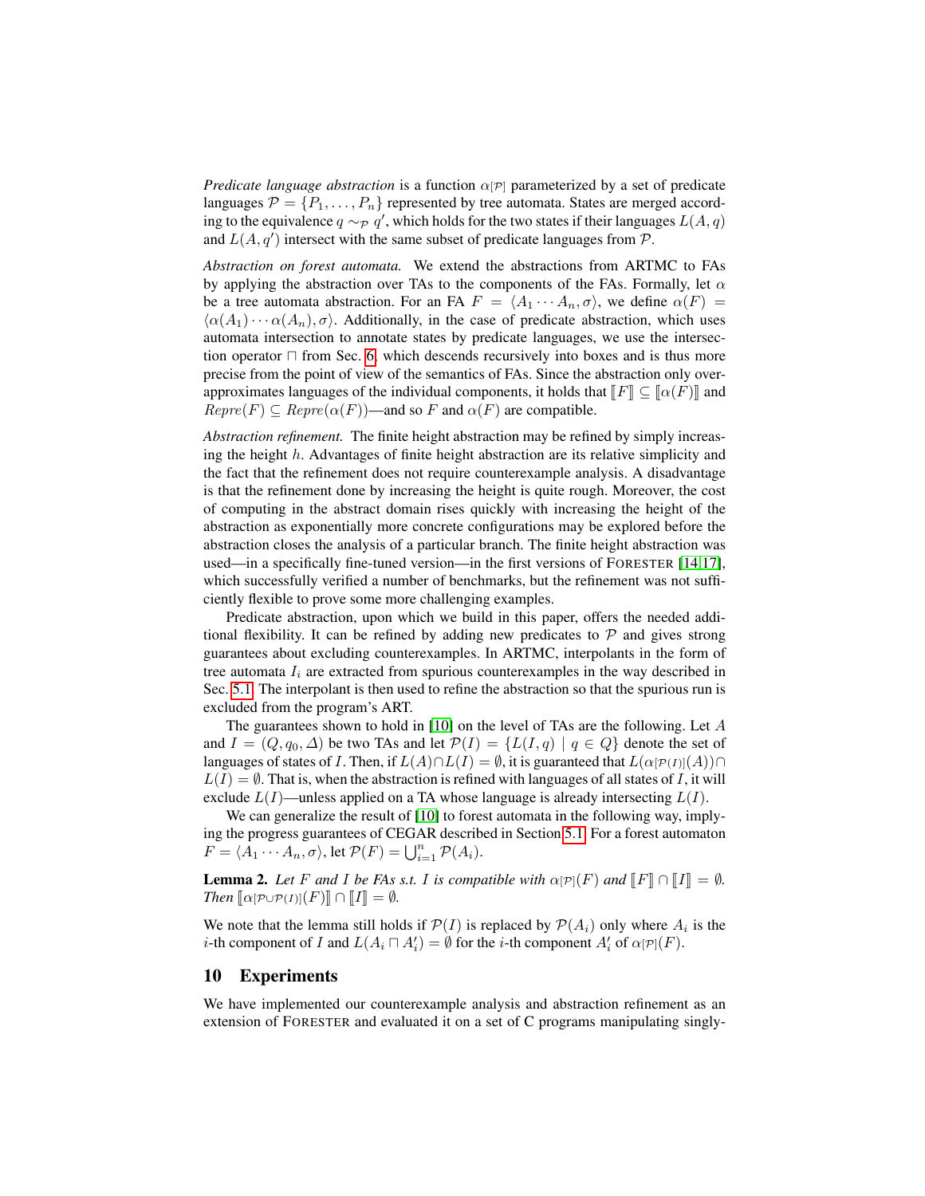*Predicate language abstraction* is a function $\alpha_{[\mathcal{P}]}$ parameterized by a set of predicate languages $\mathcal{P} = \{P_1, \ldots, P_n\}$ represented by tree automata. States are merged according to the equivalence $q \sim_{\mathcal{P}} q'$, which holds for the two states if their languages $L(A, q)$ and $L(A, q')$ intersect with the same subset of predicate languages from $\mathcal{P}$.

*Abstraction on forest automata.* We extend the abstractions from ARTMC to FAs by applying the abstraction over TAs to the components of the FAs. Formally, let $\alpha$ be a tree automata abstraction. For an FA $F = \langle A_1 \cdots A_n, \sigma \rangle$, we define $\alpha(F) = \langle \alpha(A_1) \cdots \alpha(A_n), \sigma \rangle$. Additionally, in the case of predicate abstraction, which uses automata intersection to annotate states by predicate languages, we use the intersection operator $\sqcap$ from Sec. 6, which descends recursively into boxes and is thus more precise from the point of view of the semantics of FAs. Since the abstraction only over-approximates languages of the individual components, it holds that $[\![F]\!] \subseteq [\![\alpha(F)]\!]$ and $\mathit{Repre}(F) \subseteq \mathit{Repre}(\alpha(F))$—and so $F$ and $\alpha(F)$ are compatible.

*Abstraction refinement.* The finite height abstraction may be refined by simply increasing the height $h$. Advantages of finite height abstraction are its relative simplicity and the fact that the refinement does not require counterexample analysis. A disadvantage is that the refinement done by increasing the height is quite rough. Moreover, the cost of computing in the abstract domain rises quickly with increasing the height of the abstraction as exponentially more concrete configurations may be explored before the abstraction closes the analysis of a particular branch. The finite height abstraction was used—in a specifically fine-tuned version—in the first versions of FORESTER [14,17], which successfully verified a number of benchmarks, but the refinement was not sufficiently flexible to prove some more challenging examples.

Predicate abstraction, upon which we build in this paper, offers the needed additional flexibility. It can be refined by adding new predicates to $\mathcal{P}$ and gives strong guarantees about excluding counterexamples. In ARTMC, interpolants in the form of tree automata $I_i$ are extracted from spurious counterexamples in the way described in Sec. 5.1. The interpolant is then used to refine the abstraction so that the spurious run is excluded from the program's ART.

The guarantees shown to hold in [10] on the level of TAs are the following. Let $A$ and $I = (Q, q_0, \Delta)$ be two TAs and let $\mathcal{P}(I) = \{L(I, q) \mid q \in Q\}$ denote the set of languages of states of $I$. Then, if $L(A) \cap L(I) = \emptyset$, it is guaranteed that $L(\alpha_{[\mathcal{P}(I)]}(A)) \cap L(I) = \emptyset$. That is, when the abstraction is refined with languages of all states of $I$, it will exclude $L(I)$—unless applied on a TA whose language is already intersecting $L(I)$.

We can generalize the result of [10] to forest automata in the following way, implying the progress guarantees of CEGAR described in Section 5.1. For a forest automaton $F = \langle A_1 \cdots A_n, \sigma \rangle$, let $\mathcal{P}(F) = \bigcup_{i=1}^{n} \mathcal{P}(A_i)$.

**Lemma 2.** *Let $F$ and $I$ be FAs s.t. $I$ is compatible with $\alpha_{[\mathcal{P}]}(F)$ and $[\![F]\!] \cap [\![I]\!] = \emptyset$. Then $[\![\alpha_{[\mathcal{P} \cup \mathcal{P}(I)]}(F)]\!] \cap [\![I]\!] = \emptyset$.*

We note that the lemma still holds if $\mathcal{P}(I)$ is replaced by $\mathcal{P}(A_i)$ only where $A_i$ is the $i$-th component of $I$ and $L(A_i \sqcap A'_i) = \emptyset$ for the $i$-th component $A'_i$ of $\alpha_{[\mathcal{P}]}(F)$.

## 10 Experiments

We have implemented our counterexample analysis and abstraction refinement as an extension of FORESTER and evaluated it on a set of C programs manipulating singly-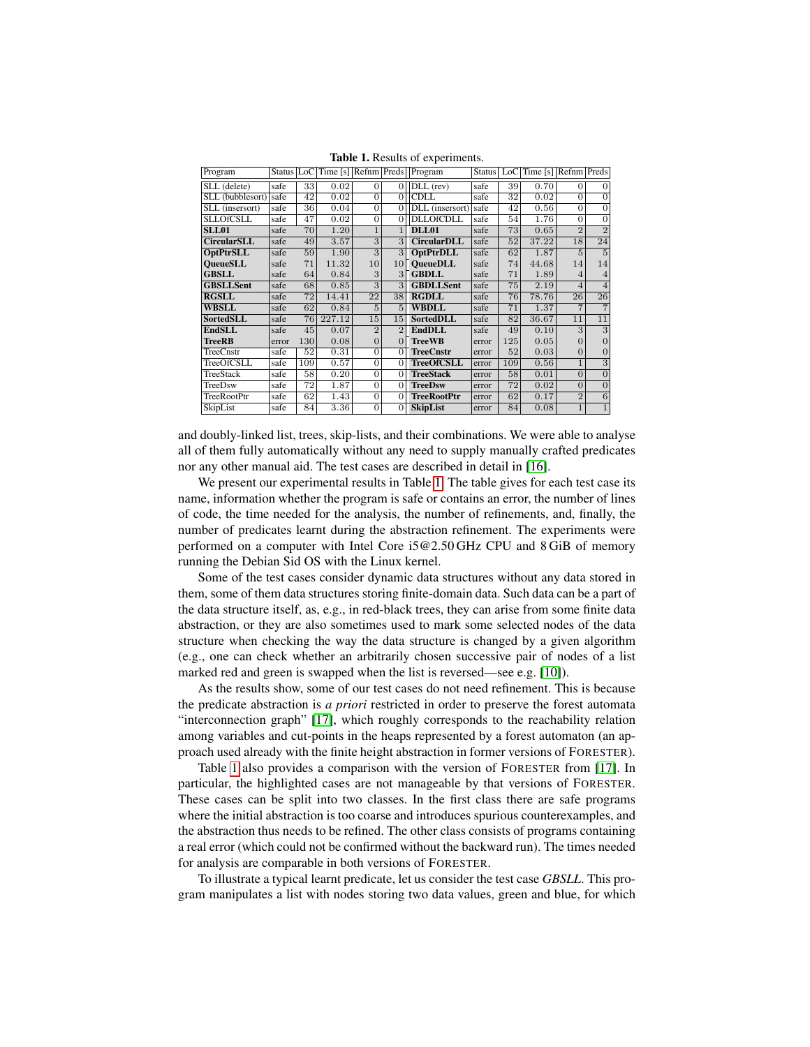**Table 1.** Results of experiments.

| Program | Status | LoC | Time [s] | Refnm | Preds | Program | Status | LoC | Time [s] | Refnm | Preds |
|---|---|---|---|---|---|---|---|---|---|---|---|
| SLL (delete) | safe | 33 | 0.02 | 0 | 0 | DLL (rev) | safe | 39 | 0.70 | 0 | 0 |
| SLL (bubblesort) | safe | 42 | 0.02 | 0 | 0 | CDLL | safe | 32 | 0.02 | 0 | 0 |
| SLL (insersort) | safe | 36 | 0.04 | 0 | 0 | DLL (insersort) | safe | 42 | 0.56 | 0 | 0 |
| SLLOfCSLL | safe | 47 | 0.02 | 0 | 0 | DLLOfCDLL | safe | 54 | 1.76 | 0 | 0 |
| **SLL01** | safe | 70 | 1.20 | 1 | 1 | **DLL01** | safe | 73 | 0.65 | 2 | 2 |
| **CircularSLL** | safe | 49 | 3.57 | 3 | 3 | **CircularDLL** | safe | 52 | 37.22 | 18 | 24 |
| **OptPtrSLL** | safe | 59 | 1.90 | 3 | 3 | **OptPtrDLL** | safe | 62 | 1.87 | 5 | 5 |
| **QueueSLL** | safe | 71 | 11.32 | 10 | 10 | **QueueDLL** | safe | 74 | 44.68 | 14 | 14 |
| **GBSLL** | safe | 64 | 0.84 | 3 | 3 | **GBDLL** | safe | 71 | 1.89 | 4 | 4 |
| **GBSLLSent** | safe | 68 | 0.85 | 3 | 3 | **GBDLLSent** | safe | 75 | 2.19 | 4 | 4 |
| **RGSLL** | safe | 72 | 14.41 | 22 | 38 | **RGDLL** | safe | 76 | 78.76 | 26 | 26 |
| **WBSLL** | safe | 62 | 0.84 | 5 | 5 | **WBDLL** | safe | 71 | 1.37 | 7 | 7 |
| **SortedSLL** | safe | 76 | 227.12 | 15 | 15 | **SortedDLL** | safe | 82 | 36.67 | 11 | 11 |
| **EndSLL** | safe | 45 | 0.07 | 2 | 2 | **EndDLL** | safe | 49 | 0.10 | 3 | 3 |
| **TreeRB** | error | 130 | 0.08 | 0 | 0 | **TreeWB** | error | 125 | 0.05 | 0 | 0 |
| TreeCnstr | safe | 52 | 0.31 | 0 | 0 | **TreeCnstr** | error | 52 | 0.03 | 0 | 0 |
| TreeOfCSLL | safe | 109 | 0.57 | 0 | 0 | **TreeOfCSLL** | error | 109 | 0.56 | 1 | 3 |
| TreeStack | safe | 58 | 0.20 | 0 | 0 | **TreeStack** | error | 58 | 0.01 | 0 | 0 |
| TreeDsw | safe | 72 | 1.87 | 0 | 0 | **TreeDsw** | error | 72 | 0.02 | 0 | 0 |
| TreeRootPtr | safe | 62 | 1.43 | 0 | 0 | **TreeRootPtr** | error | 62 | 0.17 | 2 | 6 |
| SkipList | safe | 84 | 3.36 | 0 | 0 | **SkipList** | error | 84 | 0.08 | 1 | 1 |

and doubly-linked list, trees, skip-lists, and their combinations. We were able to analyse all of them fully automatically without any need to supply manually crafted predicates nor any other manual aid. The test cases are described in detail in [16].

We present our experimental results in Table 1. The table gives for each test case its name, information whether the program is safe or contains an error, the number of lines of code, the time needed for the analysis, the number of refinements, and, finally, the number of predicates learnt during the abstraction refinement. The experiments were performed on a computer with Intel Core i5@2.50 GHz CPU and 8 GiB of memory running the Debian Sid OS with the Linux kernel.

Some of the test cases consider dynamic data structures without any data stored in them, some of them data structures storing finite-domain data. Such data can be a part of the data structure itself, as, e.g., in red-black trees, they can arise from some finite data abstraction, or they are also sometimes used to mark some selected nodes of the data structure when checking the way the data structure is changed by a given algorithm (e.g., one can check whether an arbitrarily chosen successive pair of nodes of a list marked red and green is swapped when the list is reversed—see e.g. [10]).

As the results show, some of our test cases do not need refinement. This is because the predicate abstraction is *a priori* restricted in order to preserve the forest automata "interconnection graph" [17], which roughly corresponds to the reachability relation among variables and cut-points in the heaps represented by a forest automaton (an approach used already with the finite height abstraction in former versions of FORESTER).

Table 1 also provides a comparison with the version of FORESTER from [17]. In particular, the highlighted cases are not manageable by that versions of FORESTER. These cases can be split into two classes. In the first class there are safe programs where the initial abstraction is too coarse and introduces spurious counterexamples, and the abstraction thus needs to be refined. The other class consists of programs containing a real error (which could not be confirmed without the backward run). The times needed for analysis are comparable in both versions of FORESTER.

To illustrate a typical learnt predicate, let us consider the test case *GBSLL*. This program manipulates a list with nodes storing two data values, green and blue, for which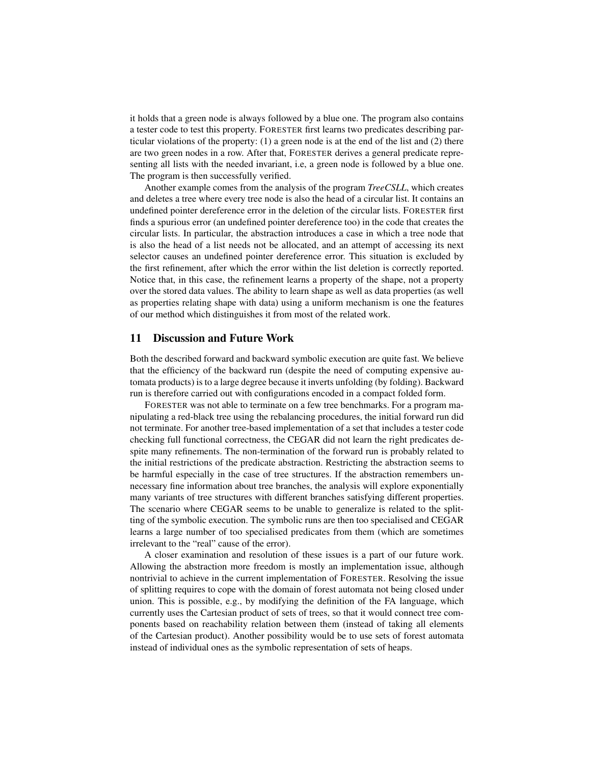it holds that a green node is always followed by a blue one. The program also contains a tester code to test this property. FORESTER first learns two predicates describing particular violations of the property: (1) a green node is at the end of the list and (2) there are two green nodes in a row. After that, FORESTER derives a general predicate representing all lists with the needed invariant, i.e, a green node is followed by a blue one. The program is then successfully verified.

Another example comes from the analysis of the program *TreeCSLL*, which creates and deletes a tree where every tree node is also the head of a circular list. It contains an undefined pointer dereference error in the deletion of the circular lists. FORESTER first finds a spurious error (an undefined pointer dereference too) in the code that creates the circular lists. In particular, the abstraction introduces a case in which a tree node that is also the head of a list needs not be allocated, and an attempt of accessing its next selector causes an undefined pointer dereference error. This situation is excluded by the first refinement, after which the error within the list deletion is correctly reported. Notice that, in this case, the refinement learns a property of the shape, not a property over the stored data values. The ability to learn shape as well as data properties (as well as properties relating shape with data) using a uniform mechanism is one the features of our method which distinguishes it from most of the related work.

## 11 Discussion and Future Work

Both the described forward and backward symbolic execution are quite fast. We believe that the efficiency of the backward run (despite the need of computing expensive automata products) is to a large degree because it inverts unfolding (by folding). Backward run is therefore carried out with configurations encoded in a compact folded form.

FORESTER was not able to terminate on a few tree benchmarks. For a program manipulating a red-black tree using the rebalancing procedures, the initial forward run did not terminate. For another tree-based implementation of a set that includes a tester code checking full functional correctness, the CEGAR did not learn the right predicates despite many refinements. The non-termination of the forward run is probably related to the initial restrictions of the predicate abstraction. Restricting the abstraction seems to be harmful especially in the case of tree structures. If the abstraction remembers unnecessary fine information about tree branches, the analysis will explore exponentially many variants of tree structures with different branches satisfying different properties. The scenario where CEGAR seems to be unable to generalize is related to the splitting of the symbolic execution. The symbolic runs are then too specialised and CEGAR learns a large number of too specialised predicates from them (which are sometimes irrelevant to the "real" cause of the error).

A closer examination and resolution of these issues is a part of our future work. Allowing the abstraction more freedom is mostly an implementation issue, although nontrivial to achieve in the current implementation of FORESTER. Resolving the issue of splitting requires to cope with the domain of forest automata not being closed under union. This is possible, e.g., by modifying the definition of the FA language, which currently uses the Cartesian product of sets of trees, so that it would connect tree components based on reachability relation between them (instead of taking all elements of the Cartesian product). Another possibility would be to use sets of forest automata instead of individual ones as the symbolic representation of sets of heaps.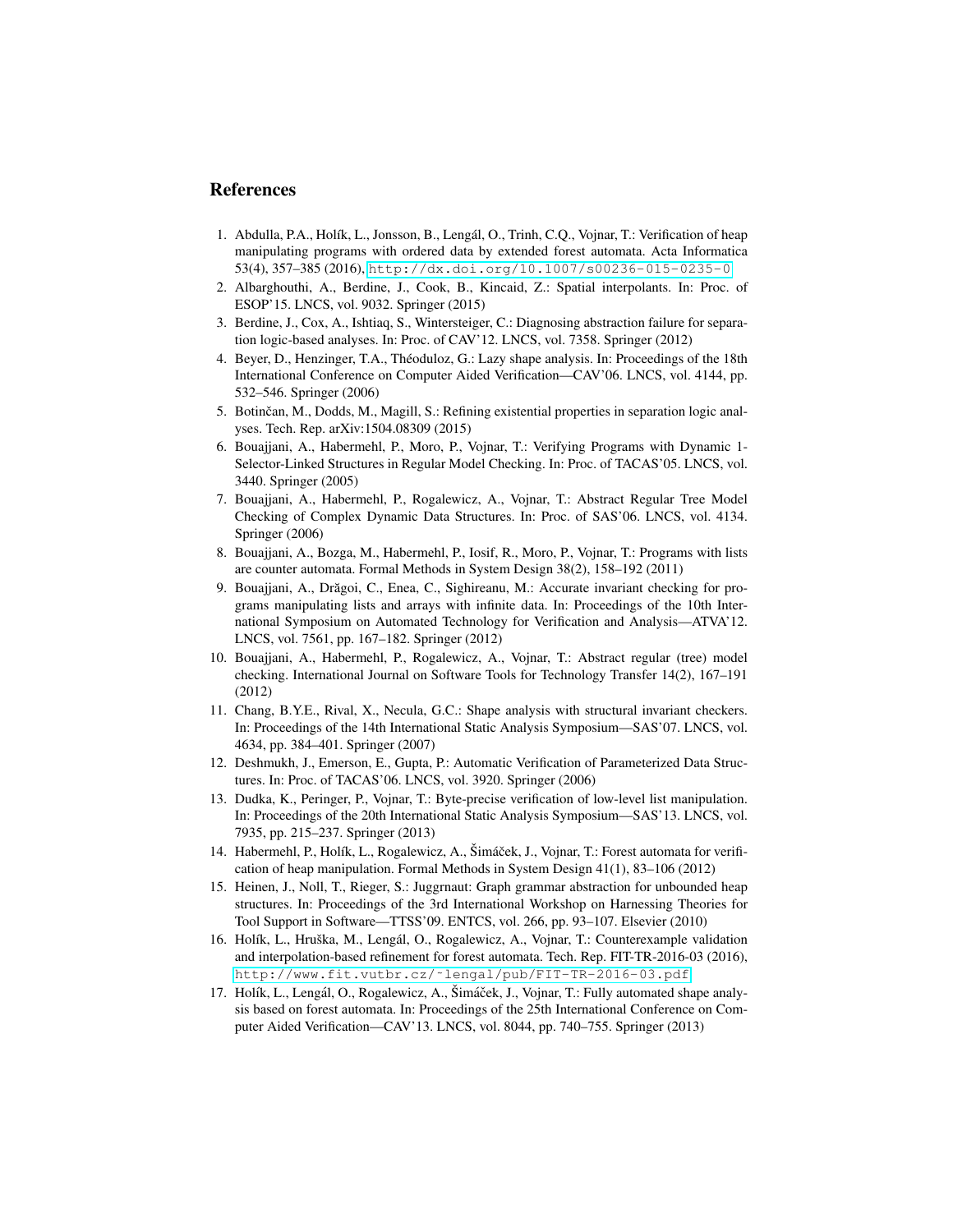## References

1. Abdulla, P.A., Holík, L., Jonsson, B., Lengál, O., Trinh, C.Q., Vojnar, T.: Verification of heap manipulating programs with ordered data by extended forest automata. Acta Informatica 53(4), 357–385 (2016), http://dx.doi.org/10.1007/s00236-015-0235-0
2. Albarghouthi, A., Berdine, J., Cook, B., Kincaid, Z.: Spatial interpolants. In: Proc. of ESOP'15. LNCS, vol. 9032. Springer (2015)
3. Berdine, J., Cox, A., Ishtiaq, S., Wintersteiger, C.: Diagnosing abstraction failure for separation logic-based analyses. In: Proc. of CAV'12. LNCS, vol. 7358. Springer (2012)
4. Beyer, D., Henzinger, T.A., Théoduloz, G.: Lazy shape analysis. In: Proceedings of the 18th International Conference on Computer Aided Verification—CAV'06. LNCS, vol. 4144, pp. 532–546. Springer (2006)
5. Botinčan, M., Dodds, M., Magill, S.: Refining existential properties in separation logic analyses. Tech. Rep. arXiv:1504.08309 (2015)
6. Bouajjani, A., Habermehl, P., Moro, P., Vojnar, T.: Verifying Programs with Dynamic 1-Selector-Linked Structures in Regular Model Checking. In: Proc. of TACAS'05. LNCS, vol. 3440. Springer (2005)
7. Bouajjani, A., Habermehl, P., Rogalewicz, A., Vojnar, T.: Abstract Regular Tree Model Checking of Complex Dynamic Data Structures. In: Proc. of SAS'06. LNCS, vol. 4134. Springer (2006)
8. Bouajjani, A., Bozga, M., Habermehl, P., Iosif, R., Moro, P., Vojnar, T.: Programs with lists are counter automata. Formal Methods in System Design 38(2), 158–192 (2011)
9. Bouajjani, A., Drăgoi, C., Enea, C., Sighireanu, M.: Accurate invariant checking for programs manipulating lists and arrays with infinite data. In: Proceedings of the 10th International Symposium on Automated Technology for Verification and Analysis—ATVA'12. LNCS, vol. 7561, pp. 167–182. Springer (2012)
10. Bouajjani, A., Habermehl, P., Rogalewicz, A., Vojnar, T.: Abstract regular (tree) model checking. International Journal on Software Tools for Technology Transfer 14(2), 167–191 (2012)
11. Chang, B.Y.E., Rival, X., Necula, G.C.: Shape analysis with structural invariant checkers. In: Proceedings of the 14th International Static Analysis Symposium—SAS'07. LNCS, vol. 4634, pp. 384–401. Springer (2007)
12. Deshmukh, J., Emerson, E., Gupta, P.: Automatic Verification of Parameterized Data Structures. In: Proc. of TACAS'06. LNCS, vol. 3920. Springer (2006)
13. Dudka, K., Peringer, P., Vojnar, T.: Byte-precise verification of low-level list manipulation. In: Proceedings of the 20th International Static Analysis Symposium—SAS'13. LNCS, vol. 7935, pp. 215–237. Springer (2013)
14. Habermehl, P., Holík, L., Rogalewicz, A., Šimáček, J., Vojnar, T.: Forest automata for verification of heap manipulation. Formal Methods in System Design 41(1), 83–106 (2012)
15. Heinen, J., Noll, T., Rieger, S.: Juggrnaut: Graph grammar abstraction for unbounded heap structures. In: Proceedings of the 3rd International Workshop on Harnessing Theories for Tool Support in Software—TTSS'09. ENTCS, vol. 266, pp. 93–107. Elsevier (2010)
16. Holík, L., Hruška, M., Lengál, O., Rogalewicz, A., Vojnar, T.: Counterexample validation and interpolation-based refinement for forest automata. Tech. Rep. FIT-TR-2016-03 (2016), http://www.fit.vutbr.cz/~lengal/pub/FIT-TR-2016-03.pdf
17. Holík, L., Lengál, O., Rogalewicz, A., Šimáček, J., Vojnar, T.: Fully automated shape analysis based on forest automata. In: Proceedings of the 25th International Conference on Computer Aided Verification—CAV'13. LNCS, vol. 8044, pp. 740–755. Springer (2013)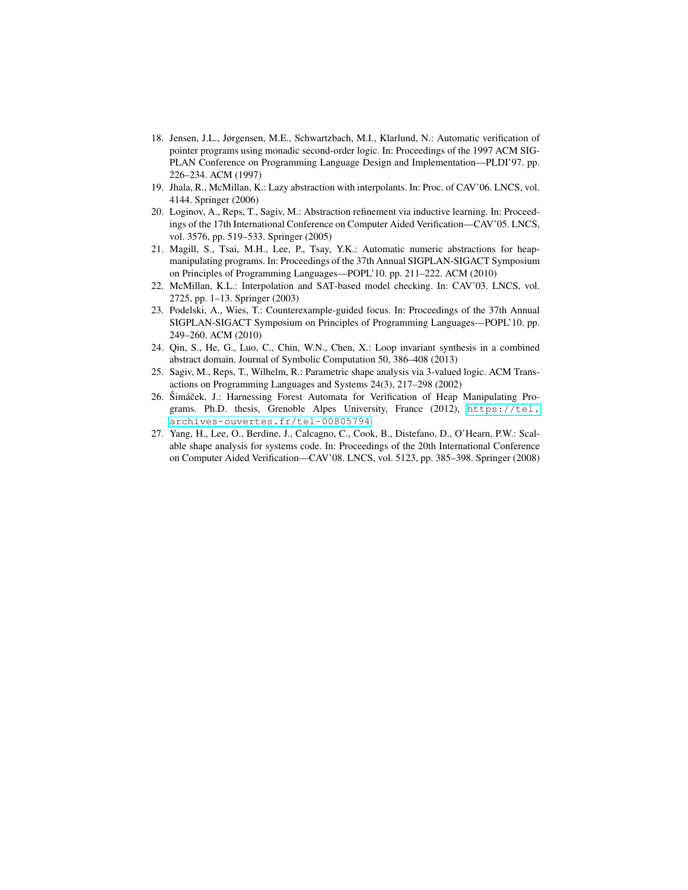18. Jensen, J.L., Jørgensen, M.E., Schwartzbach, M.I., Klarlund, N.: Automatic verification of pointer programs using monadic second-order logic. In: Proceedings of the 1997 ACM SIGPLAN Conference on Programming Language Design and Implementation—PLDI'97. pp. 226–234. ACM (1997)
19. Jhala, R., McMillan, K.: Lazy abstraction with interpolants. In: Proc. of CAV'06. LNCS, vol. 4144. Springer (2006)
20. Loginov, A., Reps, T., Sagiv, M.: Abstraction refinement via inductive learning. In: Proceedings of the 17th International Conference on Computer Aided Verification—CAV'05. LNCS, vol. 3576, pp. 519–533. Springer (2005)
21. Magill, S., Tsai, M.H., Lee, P., Tsay, Y.K.: Automatic numeric abstractions for heap-manipulating programs. In: Proceedings of the 37th Annual SIGPLAN-SIGACT Symposium on Principles of Programming Languages—POPL'10. pp. 211–222. ACM (2010)
22. McMillan, K.L.: Interpolation and SAT-based model checking. In: CAV'03. LNCS, vol. 2725, pp. 1–13. Springer (2003)
23. Podelski, A., Wies, T.: Counterexample-guided focus. In: Proceedings of the 37th Annual SIGPLAN-SIGACT Symposium on Principles of Programming Languages—POPL'10. pp. 249–260. ACM (2010)
24. Qin, S., He, G., Luo, C., Chin, W.N., Chen, X.: Loop invariant synthesis in a combined abstract domain. Journal of Symbolic Computation 50, 386–408 (2013)
25. Sagiv, M., Reps, T., Wilhelm, R.: Parametric shape analysis via 3-valued logic. ACM Transactions on Programming Languages and Systems 24(3), 217–298 (2002)
26. Šimáček, J.: Harnessing Forest Automata for Verification of Heap Manipulating Programs. Ph.D. thesis, Grenoble Alpes University, France (2012), https://tel.archives-ouvertes.fr/tel-00805794
27. Yang, H., Lee, O., Berdine, J., Calcagno, C., Cook, B., Distefano, D., O'Hearn, P.W.: Scalable shape analysis for systems code. In: Proceedings of the 20th International Conference on Computer Aided Verification—CAV'08. LNCS, vol. 5123, pp. 385–398. Springer (2008)